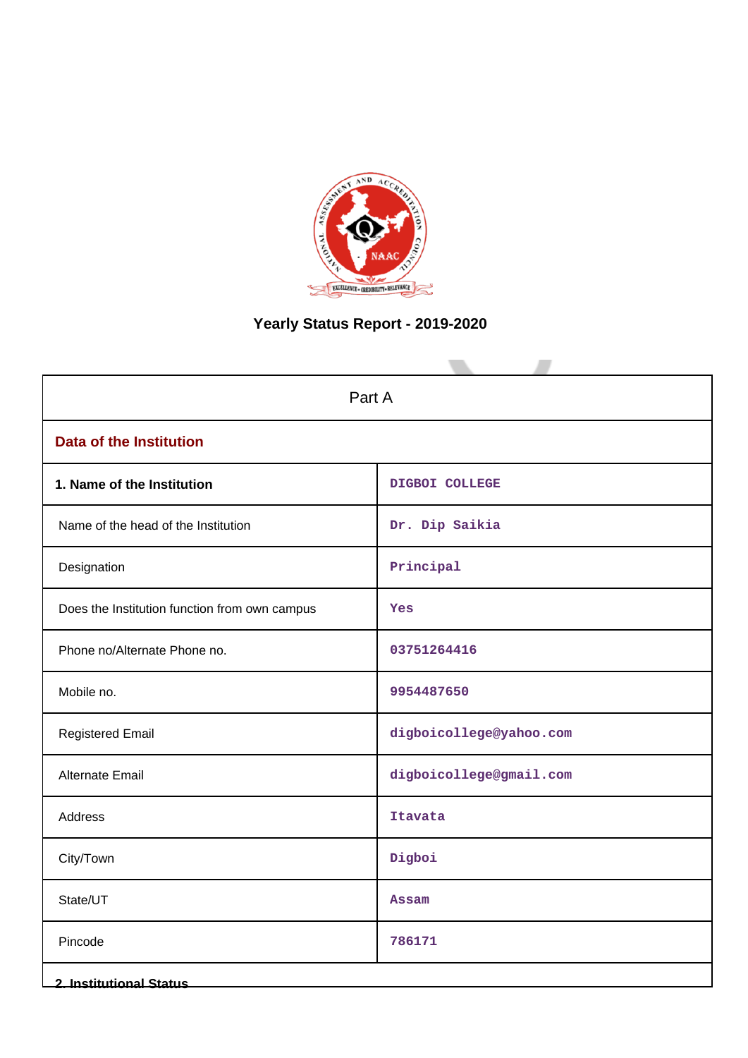# Yearly Status Report - 2019-2020

| Part A | |
|---|---|
| **Data of the Institution** | |
| **1. Name of the Institution** | DIGBOI COLLEGE |
| Name of the head of the Institution | Dr. Dip Saikia |
| Designation | Principal |
| Does the Institution function from own campus | Yes |
| Phone no/Alternate Phone no. | 03751264416 |
| Mobile no. | 9954487650 |
| Registered Email | digboicollege@yahoo.com |
| Alternate Email | digboicollege@gmail.com |
| Address | Itavata |
| City/Town | Digboi |
| State/UT | Assam |
| Pincode | 786171 |
| **2. Institutional Status** | |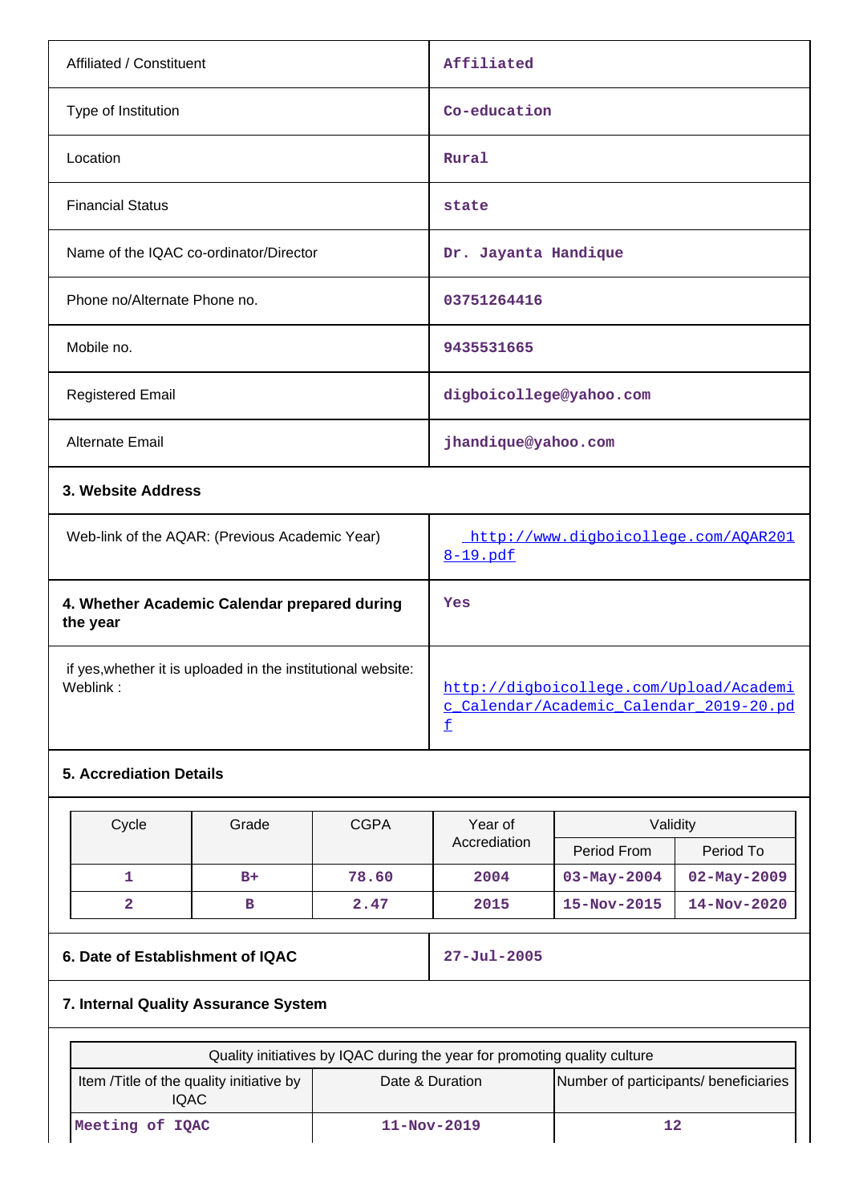| | |
|---|---|
| Affiliated / Constituent | Affiliated |
| Type of Institution | Co-education |
| Location | Rural |
| Financial Status | state |
| Name of the IQAC co-ordinator/Director | Dr. Jayanta Handique |
| Phone no/Alternate Phone no. | 03751264416 |
| Mobile no. | 9435531665 |
| Registered Email | digboicollege@yahoo.com |
| Alternate Email | jhandique@yahoo.com |

**3. Website Address**

| | |
|---|---|
| Web-link of the AQAR: (Previous Academic Year) | http://www.digboicollege.com/AQAR2018-19.pdf |
| **4. Whether Academic Calendar prepared during the year** | Yes |
| if yes,whether it is uploaded in the institutional website: Weblink : | http://digboicollege.com/Upload/Academic_Calendar/Academic_Calendar_2019-20.pdf |

**5. Accrediation Details**

| Cycle | Grade | CGPA | Year of Accrediation | Validity | |
|---|---|---|---|---|---|
| | | | | Period From | Period To |
| 1 | B+ | 78.60 | 2004 | 03-May-2004 | 02-May-2009 |
| 2 | B | 2.47 | 2015 | 15-Nov-2015 | 14-Nov-2020 |

| | |
|---|---|
| **6. Date of Establishment of IQAC** | 27-Jul-2005 |

**7. Internal Quality Assurance System**

| Quality initiatives by IQAC during the year for promoting quality culture | | |
|---|---|---|
| Item /Title of the quality initiative by IQAC | Date & Duration | Number of participants/ beneficiaries |
| Meeting of IQAC | 11-Nov-2019 | 12 |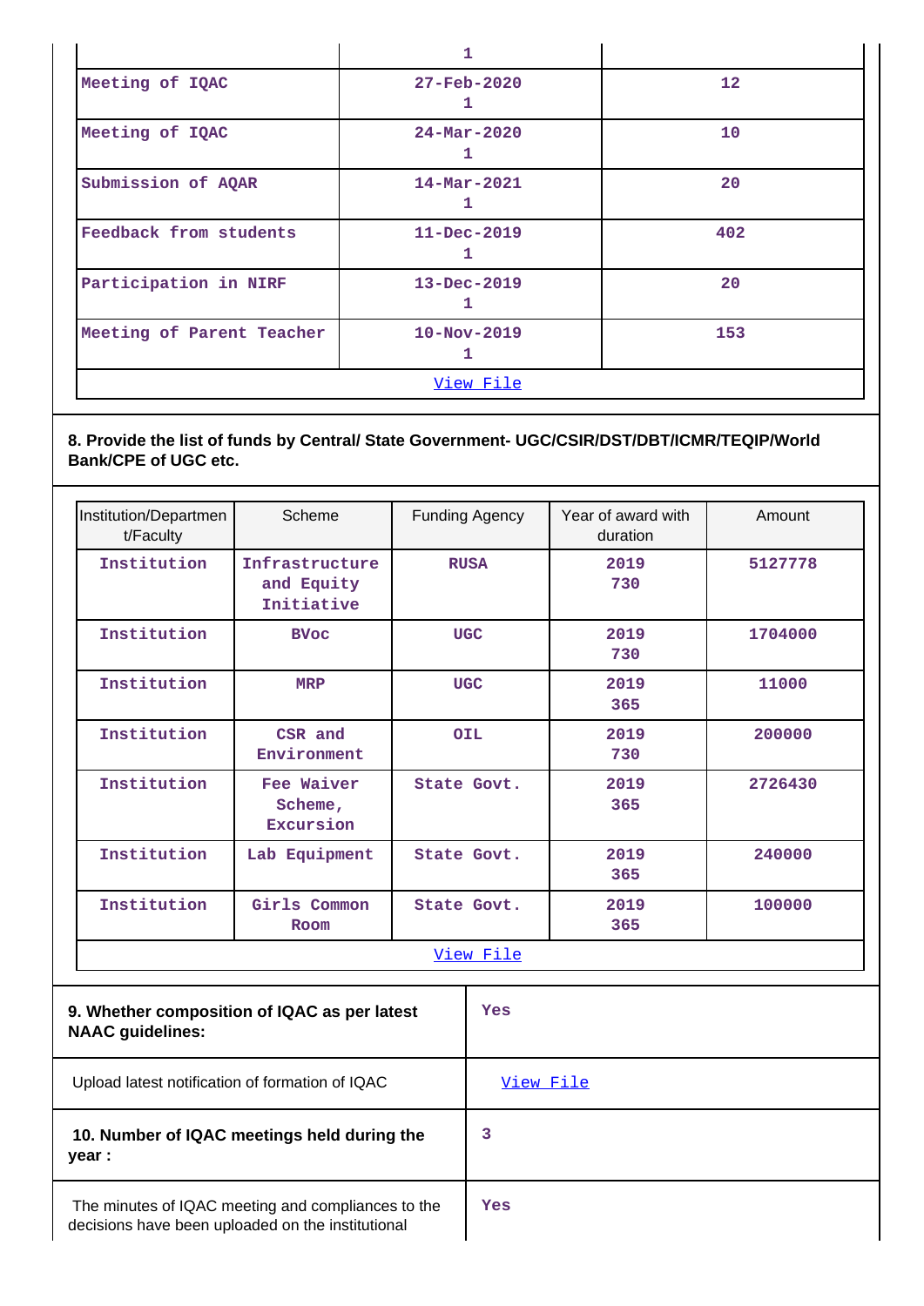| | 1 | |
|---|---|---|
| Meeting of IQAC | 27-Feb-2020<br>1 | 12 |
| Meeting of IQAC | 24-Mar-2020<br>1 | 10 |
| Submission of AQAR | 14-Mar-2021<br>1 | 20 |
| Feedback from students | 11-Dec-2019<br>1 | 402 |
| Participation in NIRF | 13-Dec-2019<br>1 | 20 |
| Meeting of Parent Teacher | 10-Nov-2019<br>1 | 153 |
| [View File](#) | | |

**8. Provide the list of funds by Central/ State Government- UGC/CSIR/DST/DBT/ICMR/TEQIP/World Bank/CPE of UGC etc.**

| Institution/Department/Faculty | Scheme | Funding Agency | Year of award with duration | Amount |
|---|---|---|---|---|
| Institution | Infrastructure and Equity Initiative | RUSA | 2019<br>730 | 5127778 |
| Institution | BVoc | UGC | 2019<br>730 | 1704000 |
| Institution | MRP | UGC | 2019<br>365 | 11000 |
| Institution | CSR and Environment | OIL | 2019<br>730 | 200000 |
| Institution | Fee Waiver Scheme, Excursion | State Govt. | 2019<br>365 | 2726430 |
| Institution | Lab Equipment | State Govt. | 2019<br>365 | 240000 |
| Institution | Girls Common Room | State Govt. | 2019<br>365 | 100000 |
| [View File](#) | | | | |

| | |
|---|---|
| **9. Whether composition of IQAC as per latest NAAC guidelines:** | Yes |
| Upload latest notification of formation of IQAC | [View File](#) |
| **10. Number of IQAC meetings held during the year :** | 3 |
| The minutes of IQAC meeting and compliances to the decisions have been uploaded on the institutional | Yes |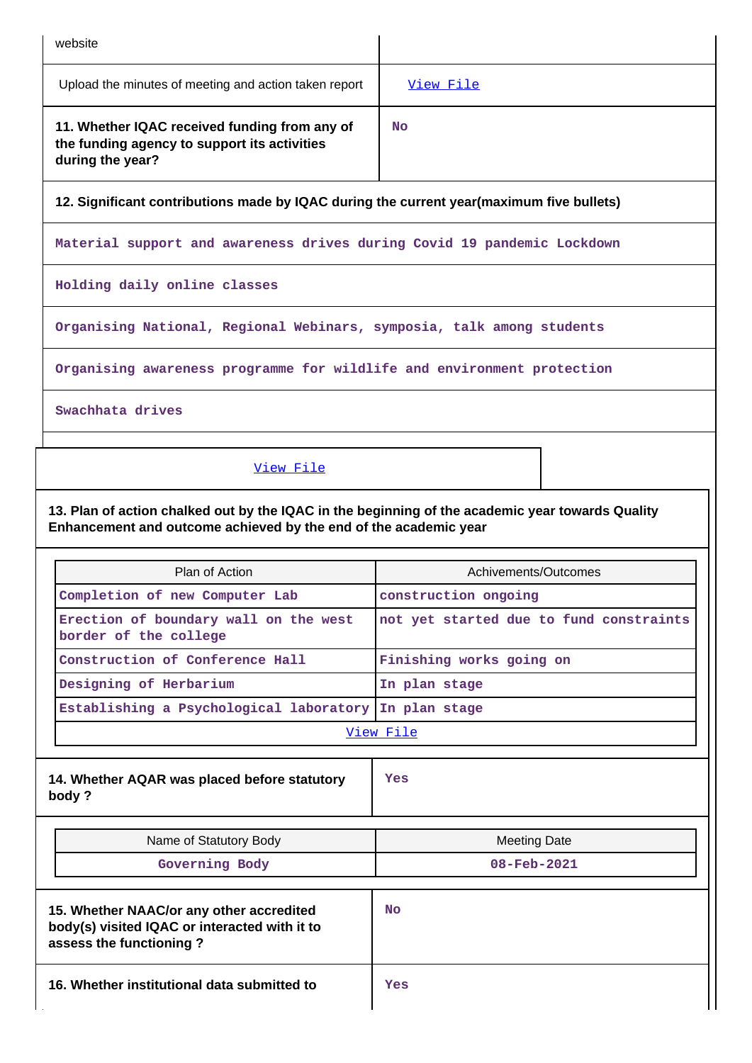| website | |
|---|---|
| Upload the minutes of meeting and action taken report | View File |
| **11. Whether IQAC received funding from any of the funding agency to support its activities during the year?** | No |

**12. Significant contributions made by IQAC during the current year(maximum five bullets)**

Material support and awareness drives during Covid 19 pandemic Lockdown

Holding daily online classes

Organising National, Regional Webinars, symposia, talk among students

Organising awareness programme for wildlife and environment protection

Swachhata drives

View File

**13. Plan of action chalked out by the IQAC in the beginning of the academic year towards Quality Enhancement and outcome achieved by the end of the academic year**

| Plan of Action | Achivements/Outcomes |
|---|---|
| Completion of new Computer Lab | construction ongoing |
| Erection of boundary wall on the west border of the college | not yet started due to fund constraints |
| Construction of Conference Hall | Finishing works going on |
| Designing of Herbarium | In plan stage |
| Establishing a Psychological laboratory | In plan stage |
| View File | |

| **14. Whether AQAR was placed before statutory body ?** | Yes |
|---|---|

| Name of Statutory Body | Meeting Date |
|---|---|
| Governing Body | 08-Feb-2021 |

| **15. Whether NAAC/or any other accredited body(s) visited IQAC or interacted with it to assess the functioning ?** | No |
|---|---|
| **16. Whether institutional data submitted to** | Yes |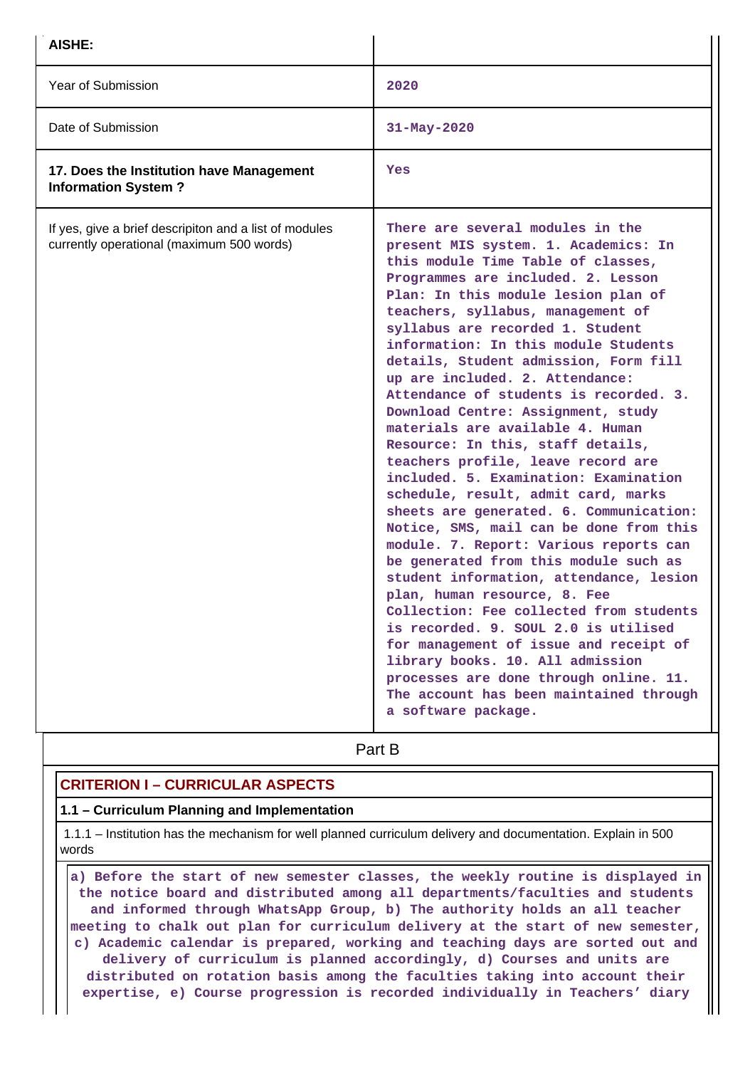| AISHE: | |
|---|---|
| Year of Submission | 2020 |
| Date of Submission | 31-May-2020 |
| **17. Does the Institution have Management Information System ?** | Yes |
| If yes, give a brief descripiton and a list of modules currently operational (maximum 500 words) | There are several modules in the present MIS system. 1. Academics: In this module Time Table of classes, Programmes are included. 2. Lesson Plan: In this module lesion plan of teachers, syllabus, management of syllabus are recorded 1. Student information: In this module Students details, Student admission, Form fill up are included. 2. Attendance: Attendance of students is recorded. 3. Download Centre: Assignment, study materials are available 4. Human Resource: In this, staff details, teachers profile, leave record are included. 5. Examination: Examination schedule, result, admit card, marks sheets are generated. 6. Communication: Notice, SMS, mail can be done from this module. 7. Report: Various reports can be generated from this module such as student information, attendance, lesion plan, human resource, 8. Fee Collection: Fee collected from students is recorded. 9. SOUL 2.0 is utilised for management of issue and receipt of library books. 10. All admission processes are done through online. 11. The account has been maintained through a software package. |

## Part B

### CRITERION I – CURRICULAR ASPECTS

#### 1.1 – Curriculum Planning and Implementation

1.1.1 – Institution has the mechanism for well planned curriculum delivery and documentation. Explain in 500 words

a) Before the start of new semester classes, the weekly routine is displayed in the notice board and distributed among all departments/faculties and students and informed through WhatsApp Group, b) The authority holds an all teacher meeting to chalk out plan for curriculum delivery at the start of new semester, c) Academic calendar is prepared, working and teaching days are sorted out and delivery of curriculum is planned accordingly, d) Courses and units are distributed on rotation basis among the faculties taking into account their expertise, e) Course progression is recorded individually in Teachers' diary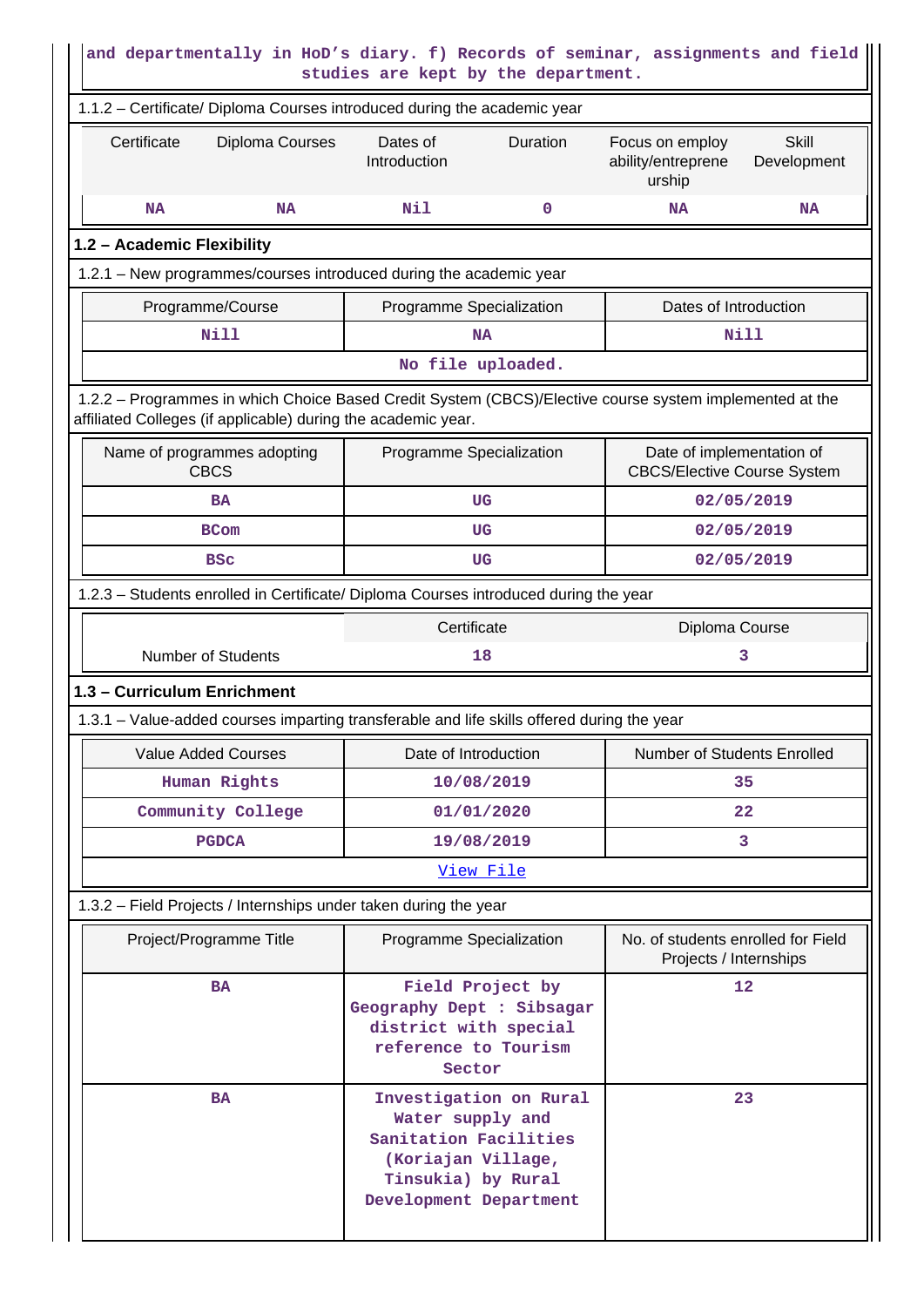and departmentally in HoD's diary. f) Records of seminar, assignments and field studies are kept by the department.

1.1.2 – Certificate/ Diploma Courses introduced during the academic year

| Certificate | Diploma Courses | Dates of Introduction | Duration | Focus on employ ability/entrepreneurship | Skill Development |
|---|---|---|---|---|---|
| NA | NA | Nil | 0 | NA | NA |

## 1.2 – Academic Flexibility

1.2.1 – New programmes/courses introduced during the academic year

| Programme/Course | Programme Specialization | Dates of Introduction |
|---|---|---|
| Nill | NA | Nill |
| No file uploaded. | | |

1.2.2 – Programmes in which Choice Based Credit System (CBCS)/Elective course system implemented at the affiliated Colleges (if applicable) during the academic year.

| Name of programmes adopting CBCS | Programme Specialization | Date of implementation of CBCS/Elective Course System |
|---|---|---|
| BA | UG | 02/05/2019 |
| BCom | UG | 02/05/2019 |
| BSc | UG | 02/05/2019 |

1.2.3 – Students enrolled in Certificate/ Diploma Courses introduced during the year

| | Certificate | Diploma Course |
|---|---|---|
| Number of Students | 18 | 3 |

## 1.3 – Curriculum Enrichment

1.3.1 – Value-added courses imparting transferable and life skills offered during the year

| Value Added Courses | Date of Introduction | Number of Students Enrolled |
|---|---|---|
| Human Rights | 10/08/2019 | 35 |
| Community College | 01/01/2020 | 22 |
| PGDCA | 19/08/2019 | 3 |
| View File | | |

1.3.2 – Field Projects / Internships under taken during the year

| Project/Programme Title | Programme Specialization | No. of students enrolled for Field Projects / Internships |
|---|---|---|
| BA | Field Project by Geography Dept : Sibsagar district with special reference to Tourism Sector | 12 |
| BA | Investigation on Rural Water supply and Sanitation Facilities (Koriajan Village, Tinsukia) by Rural Development Department | 23 |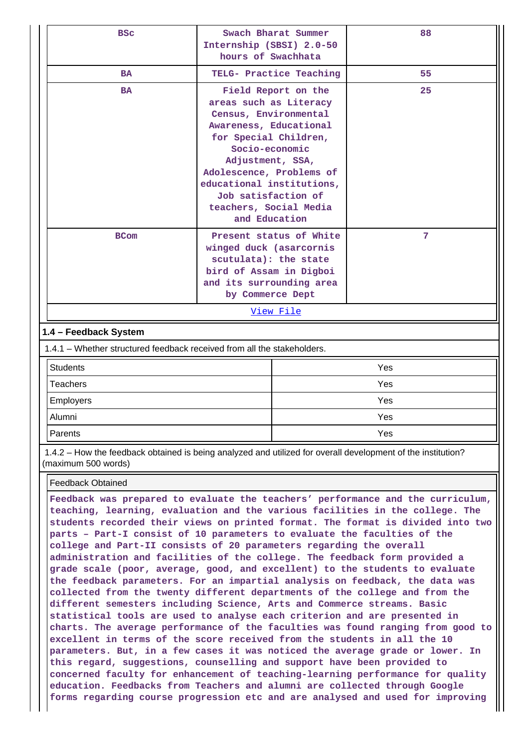| BSc | Swach Bharat Summer Internship (SBSI) 2.0-50 hours of Swachhata | 88 |
|---|---|---|
| BA | TELG- Practice Teaching | 55 |
| BA | Field Report on the areas such as Literacy Census, Environmental Awareness, Educational for Special Children, Socio-economic Adjustment, SSA, Adolescence, Problems of educational institutions, Job satisfaction of teachers, Social Media and Education | 25 |
| BCom | Present status of White winged duck (asarcornis scutulata): the state bird of Assam in Digboi and its surrounding area by Commerce Dept | 7 |
| | View File | |

**1.4 – Feedback System**

1.4.1 – Whether structured feedback received from all the stakeholders.

| Students | Yes |
|---|---|
| Teachers | Yes |
| Employers | Yes |
| Alumni | Yes |
| Parents | Yes |

1.4.2 – How the feedback obtained is being analyzed and utilized for overall development of the institution? (maximum 500 words)

Feedback Obtained

**Feedback was prepared to evaluate the teachers' performance and the curriculum, teaching, learning, evaluation and the various facilities in the college. The students recorded their views on printed format. The format is divided into two parts – Part-I consist of 10 parameters to evaluate the faculties of the college and Part-II consists of 20 parameters regarding the overall administration and facilities of the college. The feedback form provided a grade scale (poor, average, good, and excellent) to the students to evaluate the feedback parameters. For an impartial analysis on feedback, the data was collected from the twenty different departments of the college and from the different semesters including Science, Arts and Commerce streams. Basic statistical tools are used to analyse each criterion and are presented in charts. The average performance of the faculties was found ranging from good to excellent in terms of the score received from the students in all the 10 parameters. But, in a few cases it was noticed the average grade or lower. In this regard, suggestions, counselling and support have been provided to concerned faculty for enhancement of teaching-learning performance for quality education. Feedbacks from Teachers and alumni are collected through Google forms regarding course progression etc and are analysed and used for improving**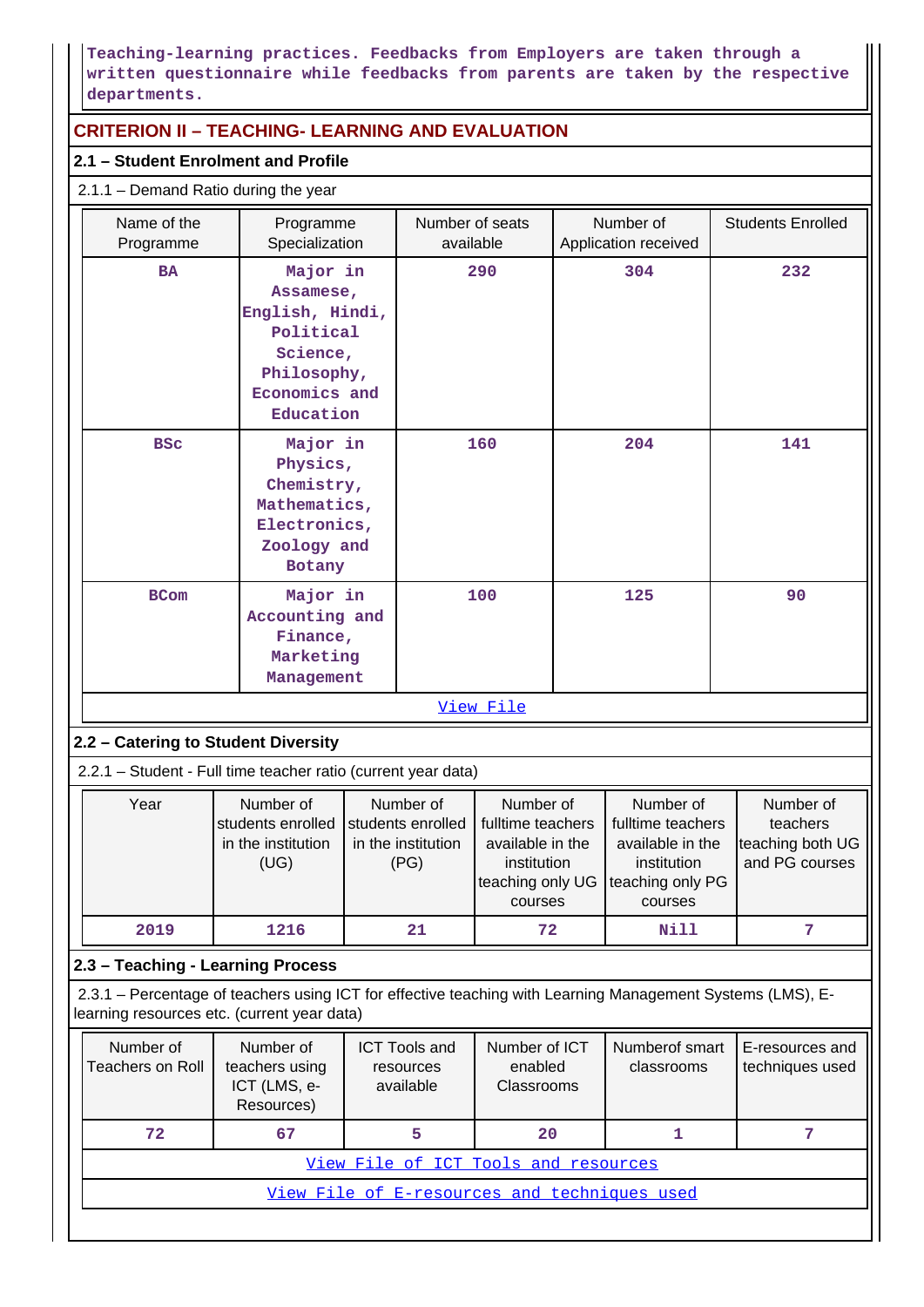Teaching-learning practices. Feedbacks from Employers are taken through a written questionnaire while feedbacks from parents are taken by the respective departments.

## CRITERION II – TEACHING- LEARNING AND EVALUATION

### 2.1 – Student Enrolment and Profile

2.1.1 – Demand Ratio during the year

| Name of the Programme | Programme Specialization | Number of seats available | Number of Application received | Students Enrolled |
|---|---|---|---|---|
| BA | Major in Assamese, English, Hindi, Political Science, Philosophy, Economics and Education | 290 | 304 | 232 |
| BSc | Major in Physics, Chemistry, Mathematics, Electronics, Zoology and Botany | 160 | 204 | 141 |
| BCom | Major in Accounting and Finance, Marketing Management | 100 | 125 | 90 |

View File

### 2.2 – Catering to Student Diversity

2.2.1 – Student - Full time teacher ratio (current year data)

| Year | Number of students enrolled in the institution (UG) | Number of students enrolled in the institution (PG) | Number of fulltime teachers available in the institution teaching only UG courses | Number of fulltime teachers available in the institution teaching only PG courses | Number of teachers teaching both UG and PG courses |
|---|---|---|---|---|---|
| 2019 | 1216 | 21 | 72 | Nill | 7 |

### 2.3 – Teaching - Learning Process

2.3.1 – Percentage of teachers using ICT for effective teaching with Learning Management Systems (LMS), E-learning resources etc. (current year data)

| Number of Teachers on Roll | Number of teachers using ICT (LMS, e-Resources) | ICT Tools and resources available | Number of ICT enabled Classrooms | Numberof smart classrooms | E-resources and techniques used |
|---|---|---|---|---|---|
| 72 | 67 | 5 | 20 | 1 | 7 |

View File of ICT Tools and resources

View File of E-resources and techniques used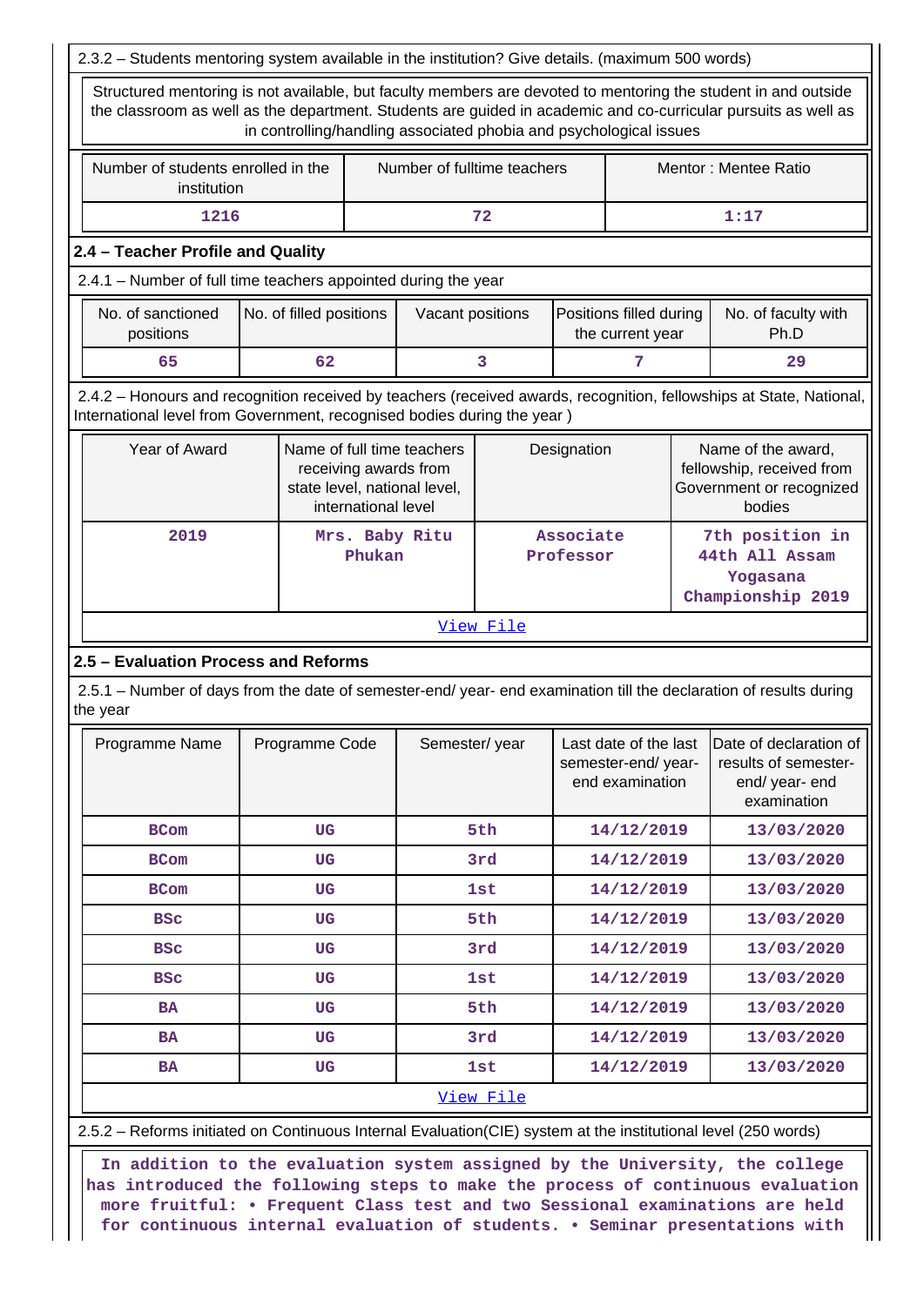2.3.2 – Students mentoring system available in the institution? Give details. (maximum 500 words)

Structured mentoring is not available, but faculty members are devoted to mentoring the student in and outside the classroom as well as the department. Students are guided in academic and co-curricular pursuits as well as in controlling/handling associated phobia and psychological issues

| Number of students enrolled in the institution | Number of fulltime teachers | Mentor : Mentee Ratio |
|---|---|---|
| 1216 | 72 | 1:17 |

## 2.4 – Teacher Profile and Quality

2.4.1 – Number of full time teachers appointed during the year

| No. of sanctioned positions | No. of filled positions | Vacant positions | Positions filled during the current year | No. of faculty with Ph.D |
|---|---|---|---|---|
| 65 | 62 | 3 | 7 | 29 |

2.4.2 – Honours and recognition received by teachers (received awards, recognition, fellowships at State, National, International level from Government, recognised bodies during the year )

| Year of Award | Name of full time teachers receiving awards from state level, national level, international level | Designation | Name of the award, fellowship, received from Government or recognized bodies |
|---|---|---|---|
| 2019 | Mrs. Baby Ritu Phukan | Associate Professor | 7th position in 44th All Assam Yogasana Championship 2019 |

View File

## 2.5 – Evaluation Process and Reforms

2.5.1 – Number of days from the date of semester-end/ year- end examination till the declaration of results during the year

| Programme Name | Programme Code | Semester/ year | Last date of the last semester-end/ year- end examination | Date of declaration of results of semester-end/ year- end examination |
|---|---|---|---|---|
| BCom | UG | 5th | 14/12/2019 | 13/03/2020 |
| BCom | UG | 3rd | 14/12/2019 | 13/03/2020 |
| BCom | UG | 1st | 14/12/2019 | 13/03/2020 |
| BSc | UG | 5th | 14/12/2019 | 13/03/2020 |
| BSc | UG | 3rd | 14/12/2019 | 13/03/2020 |
| BSc | UG | 1st | 14/12/2019 | 13/03/2020 |
| BA | UG | 5th | 14/12/2019 | 13/03/2020 |
| BA | UG | 3rd | 14/12/2019 | 13/03/2020 |
| BA | UG | 1st | 14/12/2019 | 13/03/2020 |

View File

2.5.2 – Reforms initiated on Continuous Internal Evaluation(CIE) system at the institutional level (250 words)

In addition to the evaluation system assigned by the University, the college has introduced the following steps to make the process of continuous evaluation more fruitful: • Frequent Class test and two Sessional examinations are held for continuous internal evaluation of students. • Seminar presentations with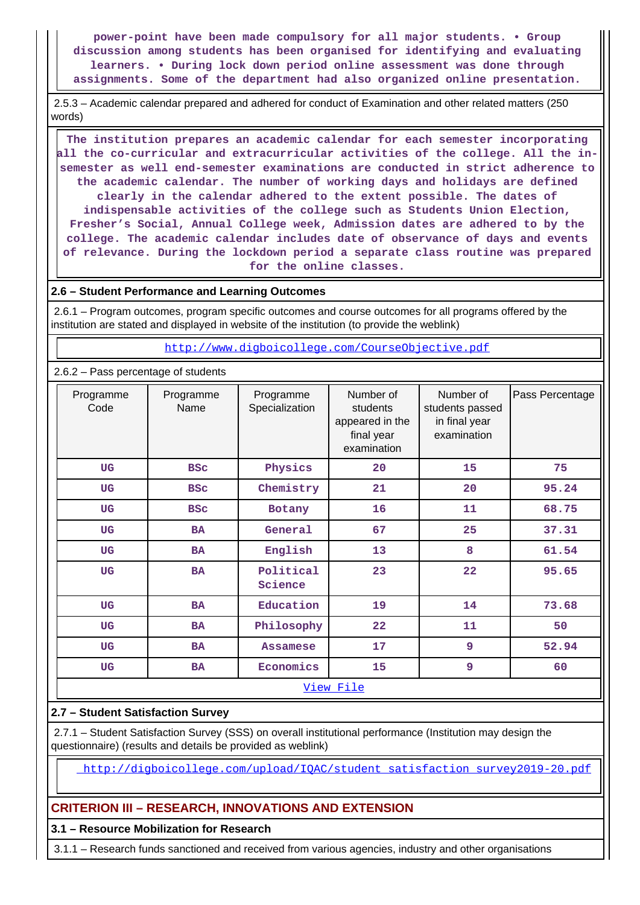power-point have been made compulsory for all major students. • Group discussion among students has been organised for identifying and evaluating learners. • During lock down period online assessment was done through assignments. Some of the department had also organized online presentation.

2.5.3 – Academic calendar prepared and adhered for conduct of Examination and other related matters (250 words)

The institution prepares an academic calendar for each semester incorporating all the co-curricular and extracurricular activities of the college. All the in-semester as well end-semester examinations are conducted in strict adherence to the academic calendar. The number of working days and holidays are defined clearly in the calendar adhered to the extent possible. The dates of indispensable activities of the college such as Students Union Election, Fresher's Social, Annual College week, Admission dates are adhered to by the college. The academic calendar includes date of observance of days and events of relevance. During the lockdown period a separate class routine was prepared for the online classes.

### 2.6 – Student Performance and Learning Outcomes

2.6.1 – Program outcomes, program specific outcomes and course outcomes for all programs offered by the institution are stated and displayed in website of the institution (to provide the weblink)

http://www.digboicollege.com/CourseObjective.pdf

2.6.2 – Pass percentage of students

| Programme Code | Programme Name | Programme Specialization | Number of students appeared in the final year examination | Number of students passed in final year examination | Pass Percentage |
|---|---|---|---|---|---|
| UG | BSc | Physics | 20 | 15 | 75 |
| UG | BSc | Chemistry | 21 | 20 | 95.24 |
| UG | BSc | Botany | 16 | 11 | 68.75 |
| UG | BA | General | 67 | 25 | 37.31 |
| UG | BA | English | 13 | 8 | 61.54 |
| UG | BA | Political Science | 23 | 22 | 95.65 |
| UG | BA | Education | 19 | 14 | 73.68 |
| UG | BA | Philosophy | 22 | 11 | 50 |
| UG | BA | Assamese | 17 | 9 | 52.94 |
| UG | BA | Economics | 15 | 9 | 60 |

View File

### 2.7 – Student Satisfaction Survey

2.7.1 – Student Satisfaction Survey (SSS) on overall institutional performance (Institution may design the questionnaire) (results and details be provided as weblink)

http://digboicollege.com/upload/IQAC/student_satisfaction_survey2019-20.pdf

## CRITERION III – RESEARCH, INNOVATIONS AND EXTENSION

### 3.1 – Resource Mobilization for Research

3.1.1 – Research funds sanctioned and received from various agencies, industry and other organisations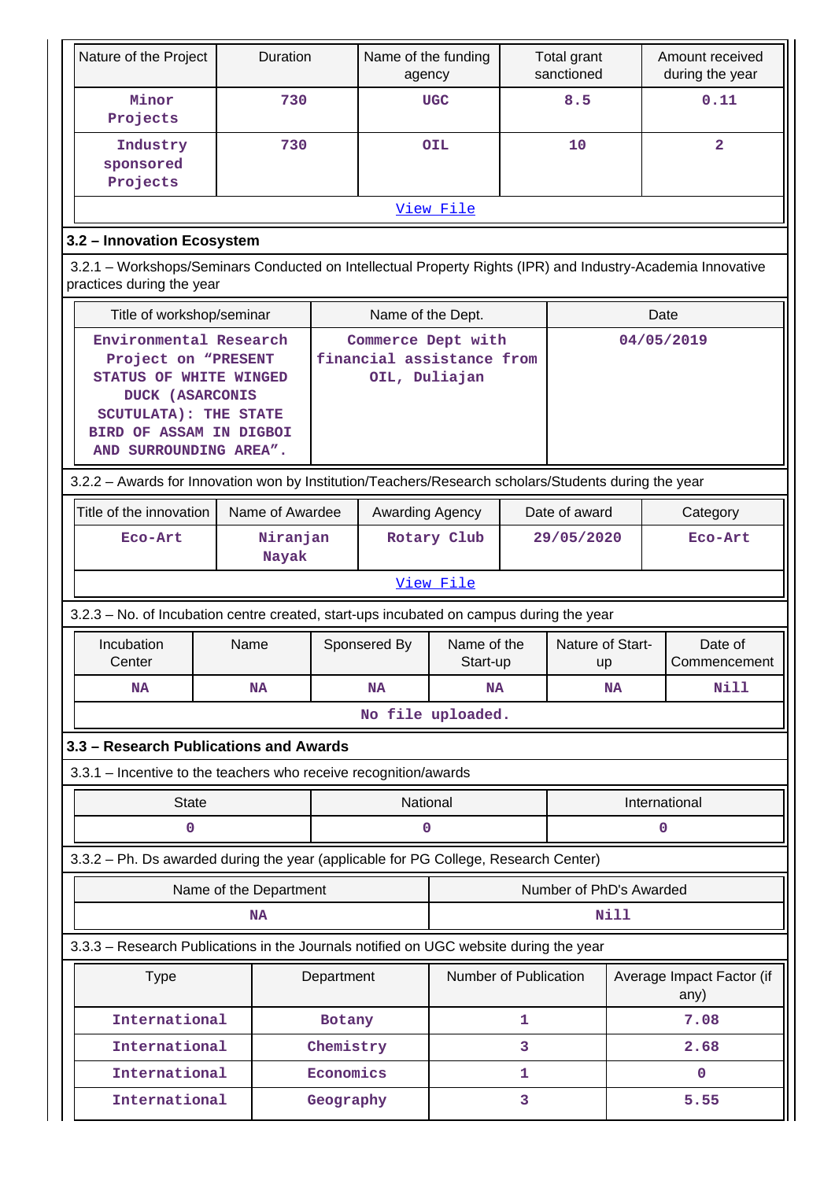| Nature of the Project | Duration | Name of the funding agency | Total grant sanctioned | Amount received during the year |
|---|---|---|---|---|
| Minor Projects | 730 | UGC | 8.5 | 0.11 |
| Industry sponsored Projects | 730 | OIL | 10 | 2 |
| View File | | | | |

### 3.2 – Innovation Ecosystem

3.2.1 – Workshops/Seminars Conducted on Intellectual Property Rights (IPR) and Industry-Academia Innovative practices during the year

| Title of workshop/seminar | Name of the Dept. | Date |
|---|---|---|
| Environmental Research Project on "PRESENT STATUS OF WHITE WINGED DUCK (ASARCONIS SCUTULATA): THE STATE BIRD OF ASSAM IN DIGBOI AND SURROUNDING AREA". | Commerce Dept with financial assistance from OIL, Duliajan | 04/05/2019 |

3.2.2 – Awards for Innovation won by Institution/Teachers/Research scholars/Students during the year

| Title of the innovation | Name of Awardee | Awarding Agency | Date of award | Category |
|---|---|---|---|---|
| Eco-Art | Niranjan Nayak | Rotary Club | 29/05/2020 | Eco-Art |
| View File | | | | |

3.2.3 – No. of Incubation centre created, start-ups incubated on campus during the year

| Incubation Center | Name | Sponsered By | Name of the Start-up | Nature of Start-up | Date of Commencement |
|---|---|---|---|---|---|
| NA | NA | NA | NA | NA | Nill |
| No file uploaded. | | | | | |

### 3.3 – Research Publications and Awards

3.3.1 – Incentive to the teachers who receive recognition/awards

| State | National | International |
|---|---|---|
| 0 | 0 | 0 |

3.3.2 – Ph. Ds awarded during the year (applicable for PG College, Research Center)

| Name of the Department | Number of PhD's Awarded |
|---|---|
| NA | Nill |

3.3.3 – Research Publications in the Journals notified on UGC website during the year

| Type | Department | Number of Publication | Average Impact Factor (if any) |
|---|---|---|---|
| International | Botany | 1 | 7.08 |
| International | Chemistry | 3 | 2.68 |
| International | Economics | 1 | 0 |
| International | Geography | 3 | 5.55 |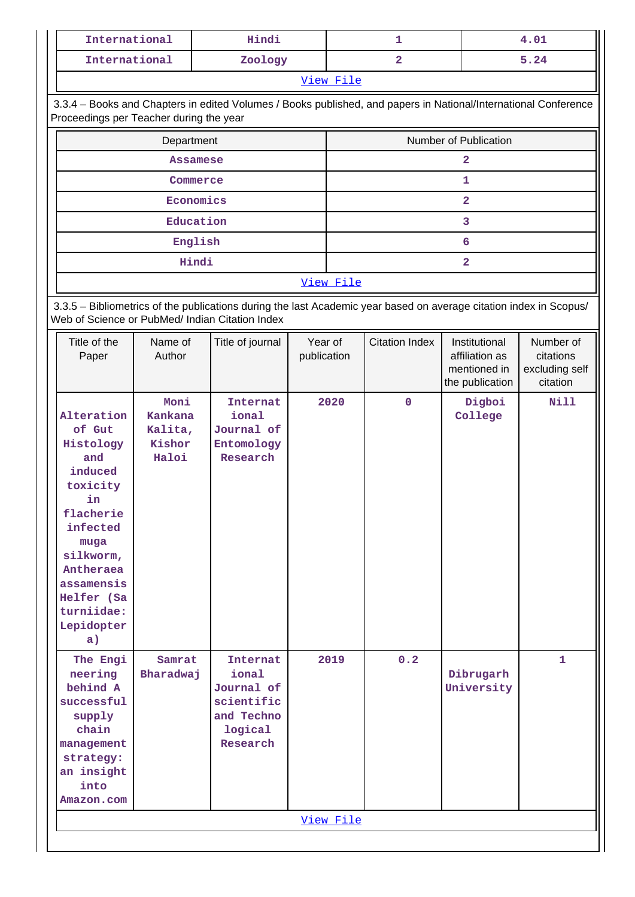| International | Hindi | 1 | 4.01 |
|---|---|---|---|
| International | Zoology | 2 | 5.24 |

View File

3.3.4 – Books and Chapters in edited Volumes / Books published, and papers in National/International Conference Proceedings per Teacher during the year

| Department | Number of Publication |
|---|---|
| Assamese | 2 |
| Commerce | 1 |
| Economics | 2 |
| Education | 3 |
| English | 6 |
| Hindi | 2 |

View File

3.3.5 – Bibliometrics of the publications during the last Academic year based on average citation index in Scopus/ Web of Science or PubMed/ Indian Citation Index

| Title of the Paper | Name of Author | Title of journal | Year of publication | Citation Index | Institutional affiliation as mentioned in the publication | Number of citations excluding self citation |
|---|---|---|---|---|---|---|
| Alteration of Gut Histology and induced toxicity in flacherie infected muga silkworm, Antheraea assamensis Helfer (Saturniidae: Lepidoptera) | Moni Kankana Kalita, Kishor Haloi | International Journal of Entomology Research | 2020 | 0 | Digboi College | Nill |
| The Engineering behind A successful supply chain management strategy: an insight into Amazon.com | Samrat Bharadwaj | International Journal of scientific and Technological Research | 2019 | 0.2 | Dibrugarh University | 1 |

View File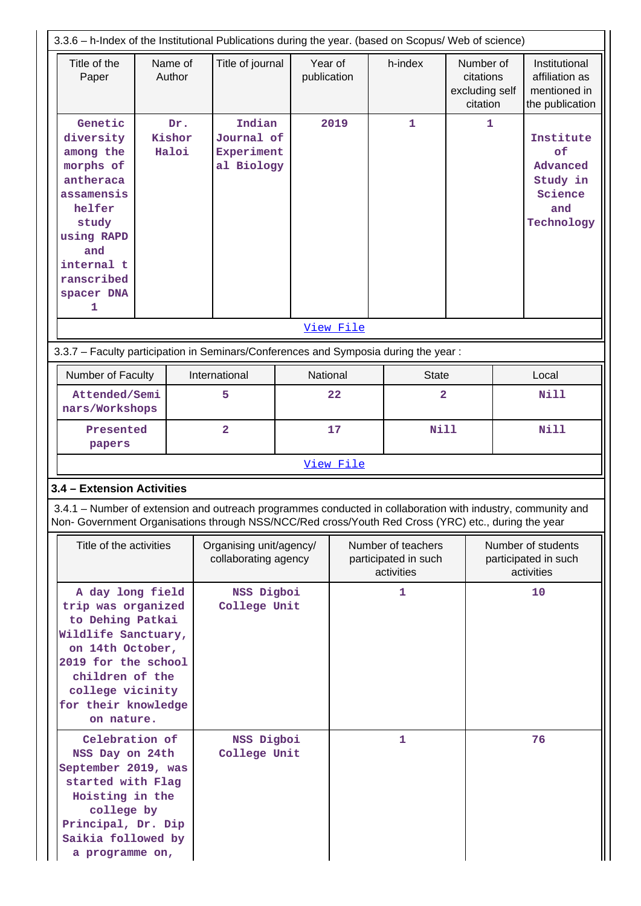3.3.6 – h-Index of the Institutional Publications during the year. (based on Scopus/ Web of science)

| Title of the Paper | Name of Author | Title of journal | Year of publication | h-index | Number of citations excluding self citation | Institutional affiliation as mentioned in the publication |
|---|---|---|---|---|---|---|
| Genetic diversity among the morphs of antheraca assamensis helfer study using RAPD and internal transcribed spacer DNA 1 | Dr. Kishor Haloi | Indian Journal of Experimental Biology | 2019 | 1 | 1 | Institute of Advanced Study in Science and Technology |

View File

3.3.7 – Faculty participation in Seminars/Conferences and Symposia during the year :

| Number of Faculty | International | National | State | Local |
|---|---|---|---|---|
| Attended/Seminars/Workshops | 5 | 22 | 2 | Nill |
| Presented papers | 2 | 17 | Nill | Nill |

View File

### 3.4 – Extension Activities

3.4.1 – Number of extension and outreach programmes conducted in collaboration with industry, community and Non- Government Organisations through NSS/NCC/Red cross/Youth Red Cross (YRC) etc., during the year

| Title of the activities | Organising unit/agency/ collaborating agency | Number of teachers participated in such activities | Number of students participated in such activities |
|---|---|---|---|
| A day long field trip was organized to Dehing Patkai Wildlife Sanctuary, on 14th October, 2019 for the school children of the college vicinity for their knowledge on nature. | NSS Digboi College Unit | 1 | 10 |
| Celebration of NSS Day on 24th September 2019, was started with Flag Hoisting in the college by Principal, Dr. Dip Saikia followed by a programme on, | NSS Digboi College Unit | 1 | 76 |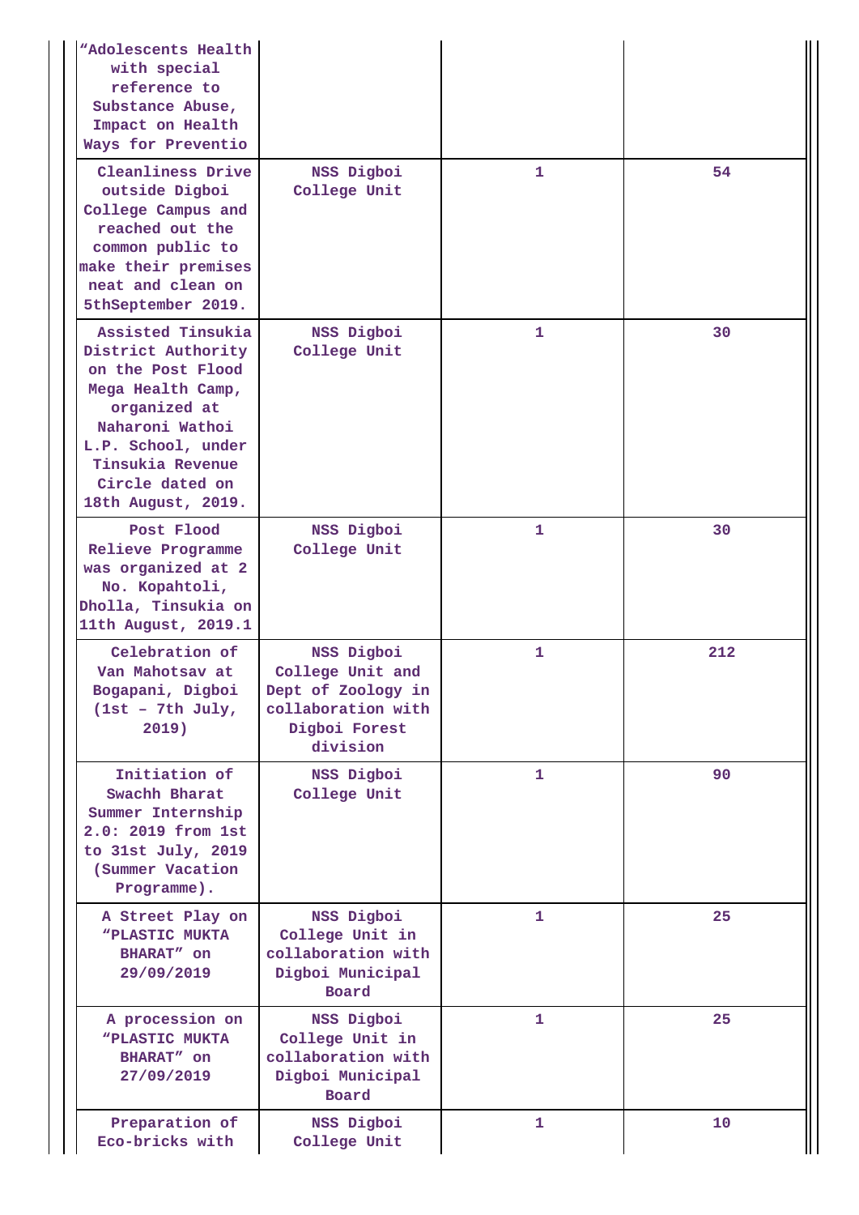| | | | |
|---|---|---|---|
| "Adolescents Health with special reference to Substance Abuse, Impact on Health Ways for Preventio | | | |
| Cleanliness Drive outside Digboi College Campus and reached out the common public to make their premises neat and clean on 5thSeptember 2019. | NSS Digboi College Unit | 1 | 54 |
| Assisted Tinsukia District Authority on the Post Flood Mega Health Camp, organized at Naharoni Wathoi L.P. School, under Tinsukia Revenue Circle dated on 18th August, 2019. | NSS Digboi College Unit | 1 | 30 |
| Post Flood Relieve Programme was organized at 2 No. Kopahtoli, Dholla, Tinsukia on 11th August, 2019.1 | NSS Digboi College Unit | 1 | 30 |
| Celebration of Van Mahotsav at Bogapani, Digboi (1st – 7th July, 2019) | NSS Digboi College Unit and Dept of Zoology in collaboration with Digboi Forest division | 1 | 212 |
| Initiation of Swachh Bharat Summer Internship 2.0: 2019 from 1st to 31st July, 2019 (Summer Vacation Programme). | NSS Digboi College Unit | 1 | 90 |
| A Street Play on "PLASTIC MUKTA BHARAT" on 29/09/2019 | NSS Digboi College Unit in collaboration with Digboi Municipal Board | 1 | 25 |
| A procession on "PLASTIC MUKTA BHARAT" on 27/09/2019 | NSS Digboi College Unit in collaboration with Digboi Municipal Board | 1 | 25 |
| Preparation of Eco-bricks with | NSS Digboi College Unit | 1 | 10 |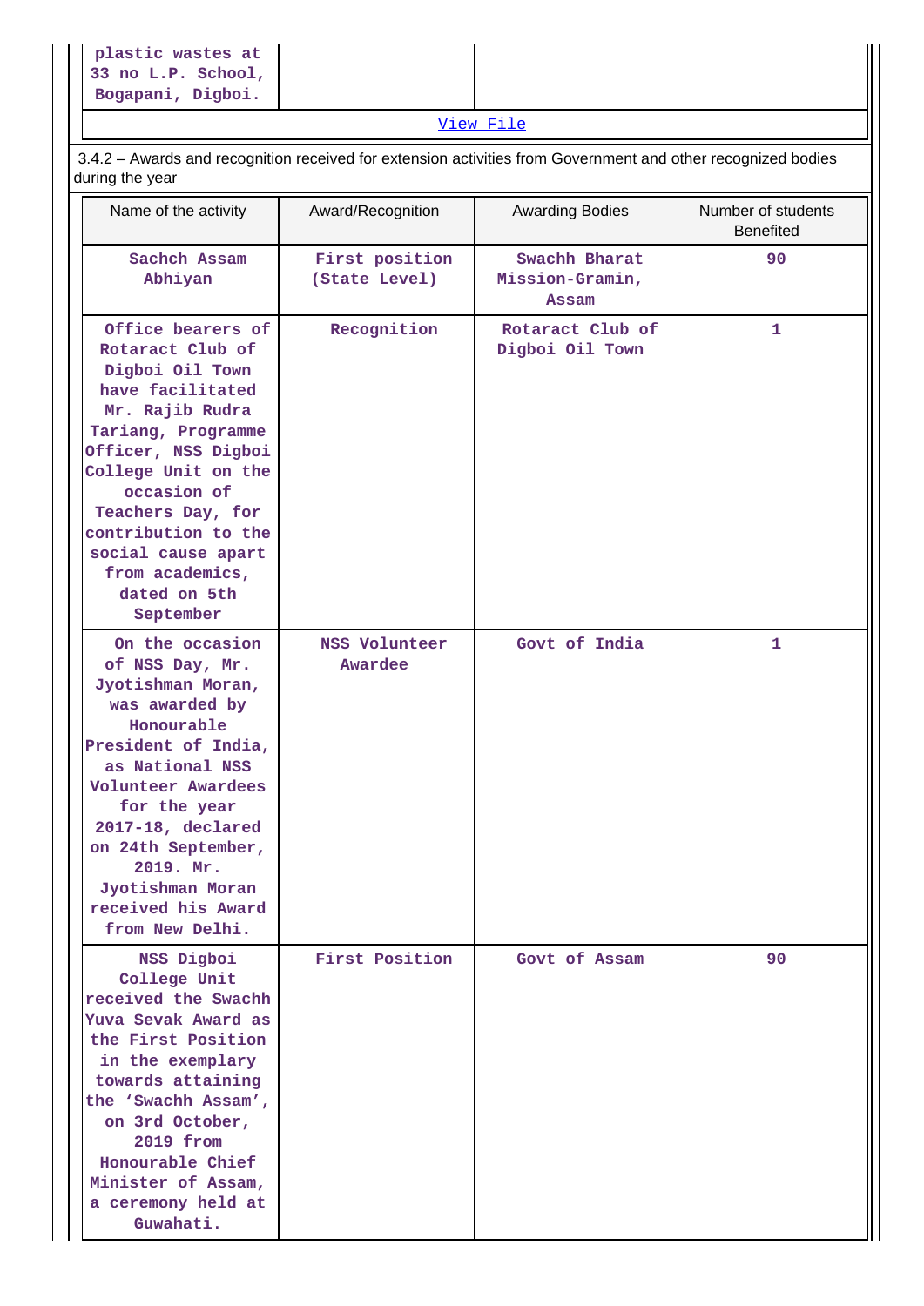| plastic wastes at 33 no L.P. School, Bogapani, Digboi. | | | |
|---|---|---|---|

View File

3.4.2 – Awards and recognition received for extension activities from Government and other recognized bodies during the year

| Name of the activity | Award/Recognition | Awarding Bodies | Number of students Benefited |
|---|---|---|---|
| Sachch Assam Abhiyan | First position (State Level) | Swachh Bharat Mission-Gramin, Assam | 90 |
| Office bearers of Rotaract Club of Digboi Oil Town have facilitated Mr. Rajib Rudra Tariang, Programme Officer, NSS Digboi College Unit on the occasion of Teachers Day, for contribution to the social cause apart from academics, dated on 5th September | Recognition | Rotaract Club of Digboi Oil Town | 1 |
| On the occasion of NSS Day, Mr. Jyotishman Moran, was awarded by Honourable President of India, as National NSS Volunteer Awardees for the year 2017-18, declared on 24th September, 2019. Mr. Jyotishman Moran received his Award from New Delhi. | NSS Volunteer Awardee | Govt of India | 1 |
| NSS Digboi College Unit received the Swachh Yuva Sevak Award as the First Position in the exemplary towards attaining the 'Swachh Assam', on 3rd October, 2019 from Honourable Chief Minister of Assam, a ceremony held at Guwahati. | First Position | Govt of Assam | 90 |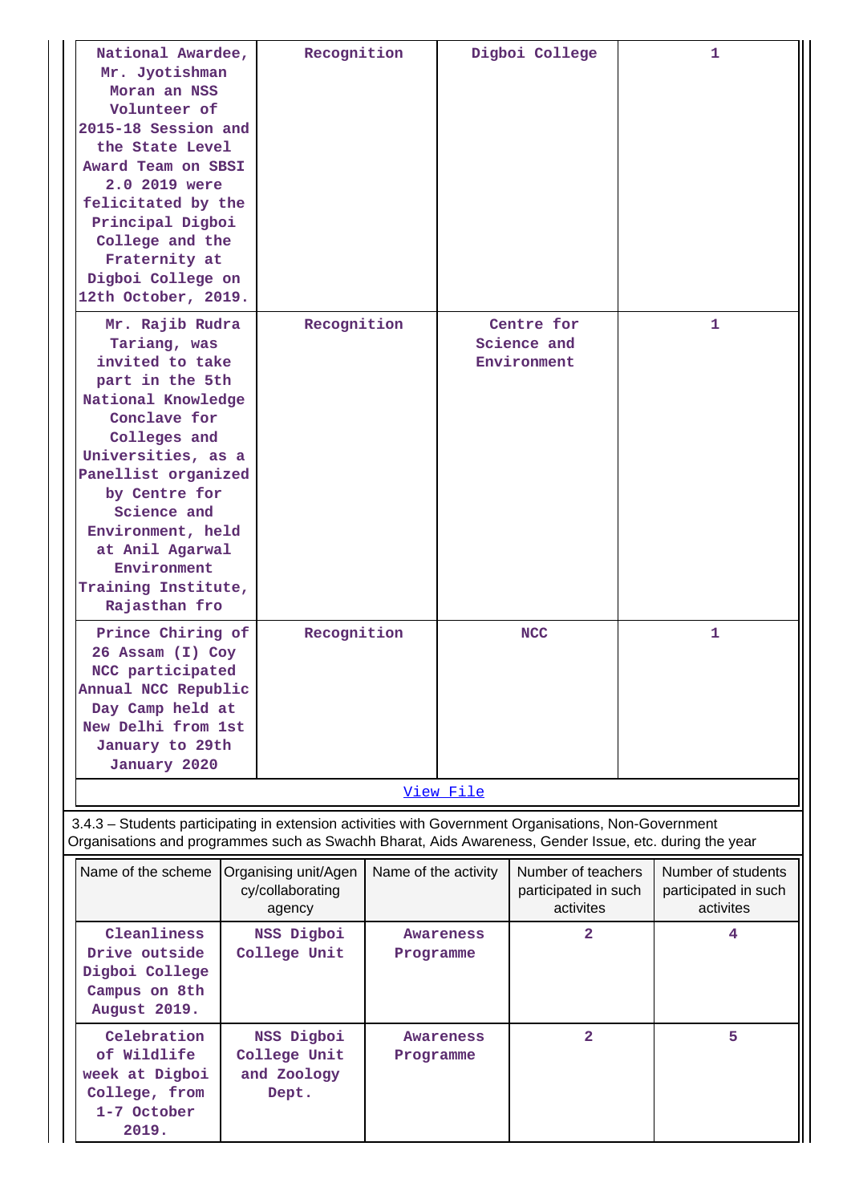| | | | |
|---|---|---|---|
| National Awardee, Mr. Jyotishman Moran an NSS Volunteer of 2015-18 Session and the State Level Award Team on SBSI 2.0 2019 were felicitated by the Principal Digboi College and the Fraternity at Digboi College on 12th October, 2019. | Recognition | Digboi College | 1 |
| Mr. Rajib Rudra Tariang, was invited to take part in the 5th National Knowledge Conclave for Colleges and Universities, as a Panellist organized by Centre for Science and Environment, held at Anil Agarwal Environment Training Institute, Rajasthan fro | Recognition | Centre for Science and Environment | 1 |
| Prince Chiring of 26 Assam (I) Coy NCC participated Annual NCC Republic Day Camp held at New Delhi from 1st January to 29th January 2020 | Recognition | NCC | 1 |

View File

3.4.3 – Students participating in extension activities with Government Organisations, Non-Government Organisations and programmes such as Swachh Bharat, Aids Awareness, Gender Issue, etc. during the year

| Name of the scheme | Organising unit/Agency/collaborating agency | Name of the activity | Number of teachers participated in such activites | Number of students participated in such activites |
|---|---|---|---|---|
| Cleanliness Drive outside Digboi College Campus on 8th August 2019. | NSS Digboi College Unit | Awareness Programme | 2 | 4 |
| Celebration of Wildlife week at Digboi College, from 1-7 October 2019. | NSS Digboi College Unit and Zoology Dept. | Awareness Programme | 2 | 5 |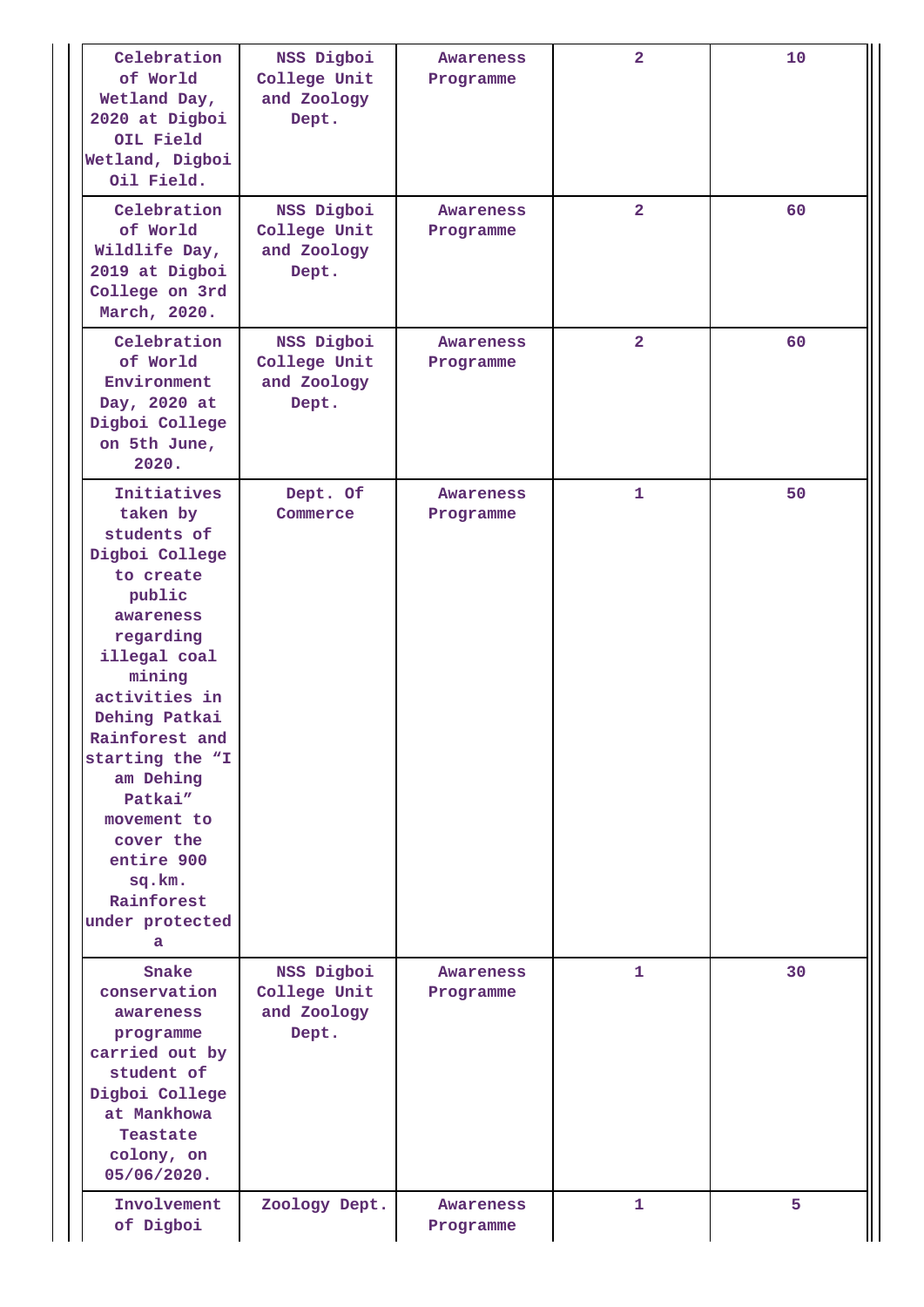| | | | | |
|---|---|---|---|---|
| Celebration of World Wetland Day, 2020 at Digboi OIL Field Wetland, Digboi Oil Field. | NSS Digboi College Unit and Zoology Dept. | Awareness Programme | 2 | 10 |
| Celebration of World Wildlife Day, 2019 at Digboi College on 3rd March, 2020. | NSS Digboi College Unit and Zoology Dept. | Awareness Programme | 2 | 60 |
| Celebration of World Environment Day, 2020 at Digboi College on 5th June, 2020. | NSS Digboi College Unit and Zoology Dept. | Awareness Programme | 2 | 60 |
| Initiatives taken by students of Digboi College to create public awareness regarding illegal coal mining activities in Dehing Patkai Rainforest and starting the “I am Dehing Patkai” movement to cover the entire 900 sq.km. Rainforest under protected a | Dept. Of Commerce | Awareness Programme | 1 | 50 |
| Snake conservation awareness programme carried out by student of Digboi College at Mankhowa Teastate colony, on 05/06/2020. | NSS Digboi College Unit and Zoology Dept. | Awareness Programme | 1 | 30 |
| Involvement of Digboi | Zoology Dept. | Awareness Programme | 1 | 5 |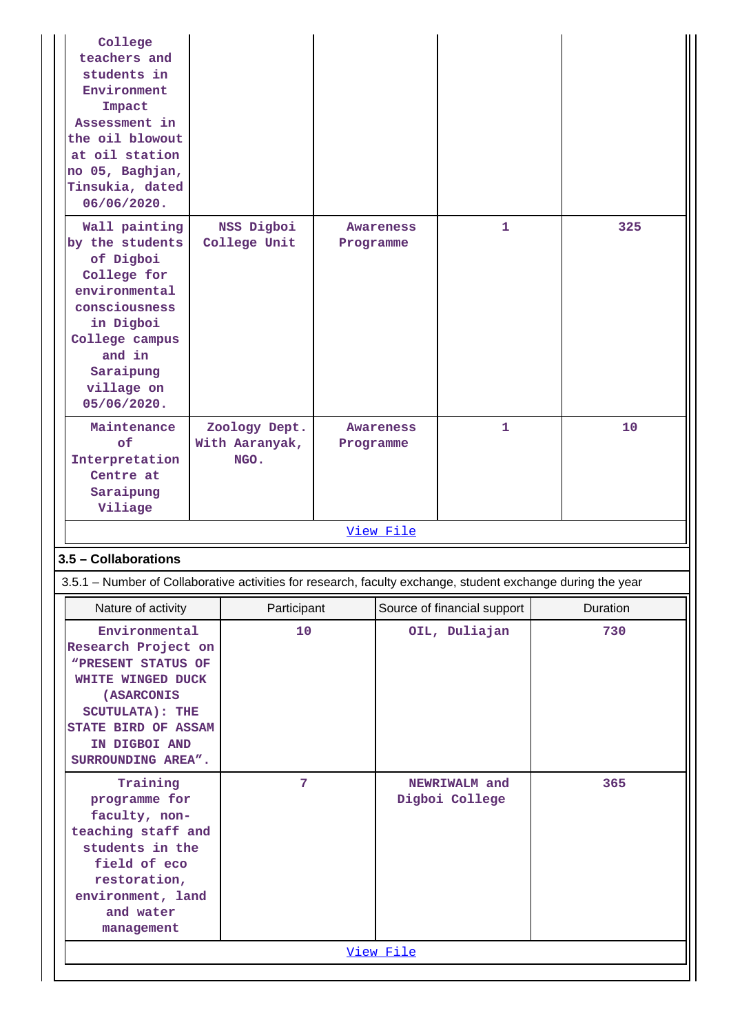| | | | | |
|---|---|---|---|---|
| College teachers and students in Environment Impact Assessment in the oil blowout at oil station no 05, Baghjan, Tinsukia, dated 06/06/2020. | | | | |
| Wall painting by the students of Digboi College for environmental consciousness in Digboi College campus and in Saraipung village on 05/06/2020. | NSS Digboi College Unit | Awareness Programme | 1 | 325 |
| Maintenance of Interpretation Centre at Saraipung Viliage | Zoology Dept. With Aaranyak, NGO. | Awareness Programme | 1 | 10 |

View File

### 3.5 – Collaborations

3.5.1 – Number of Collaborative activities for research, faculty exchange, student exchange during the year

| Nature of activity | Participant | Source of financial support | Duration |
|---|---|---|---|
| Environmental Research Project on "PRESENT STATUS OF WHITE WINGED DUCK (ASARCONIS SCUTULATA): THE STATE BIRD OF ASSAM IN DIGBOI AND SURROUNDING AREA". | 10 | OIL, Duliajan | 730 |
| Training programme for faculty, non-teaching staff and students in the field of eco restoration, environment, land and water management | 7 | NEWRIWALM and Digboi College | 365 |

View File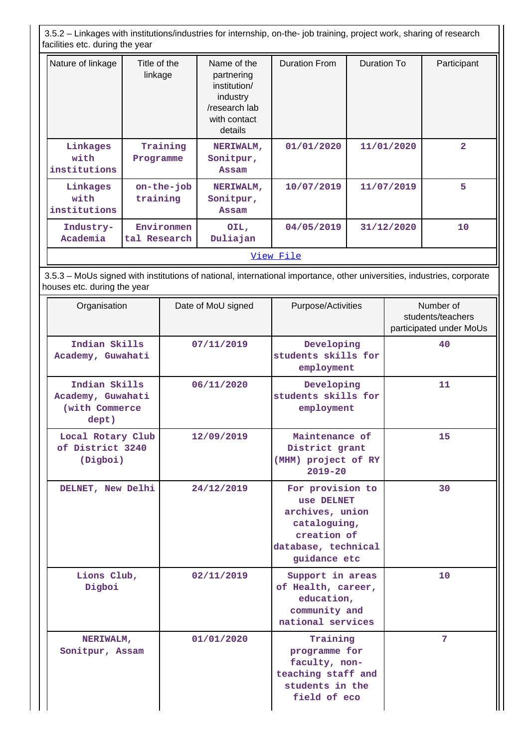3.5.2 – Linkages with institutions/industries for internship, on-the- job training, project work, sharing of research facilities etc. during the year

| Nature of linkage | Title of the linkage | Name of the partnering institution/ industry /research lab with contact details | Duration From | Duration To | Participant |
|---|---|---|---|---|---|
| Linkages with institutions | Training Programme | NERIWALM, Sonitpur, Assam | 01/01/2020 | 11/01/2020 | 2 |
| Linkages with institutions | on-the-job training | NERIWALM, Sonitpur, Assam | 10/07/2019 | 11/07/2019 | 5 |
| Industry-Academia | Environmental Research | OIL, Duliajan | 04/05/2019 | 31/12/2020 | 10 |

View File

3.5.3 – MoUs signed with institutions of national, international importance, other universities, industries, corporate houses etc. during the year

| Organisation | Date of MoU signed | Purpose/Activities | Number of students/teachers participated under MoUs |
|---|---|---|---|
| Indian Skills Academy, Guwahati | 07/11/2019 | Developing students skills for employment | 40 |
| Indian Skills Academy, Guwahati (with Commerce dept) | 06/11/2020 | Developing students skills for employment | 11 |
| Local Rotary Club of District 3240 (Digboi) | 12/09/2019 | Maintenance of District grant (MHM) project of RY 2019-20 | 15 |
| DELNET, New Delhi | 24/12/2019 | For provision to use DELNET archives, union cataloguing, creation of database, technical guidance etc | 30 |
| Lions Club, Digboi | 02/11/2019 | Support in areas of Health, career, education, community and national services | 10 |
| NERIWALM, Sonitpur, Assam | 01/01/2020 | Training programme for faculty, non-teaching staff and students in the field of eco | 7 |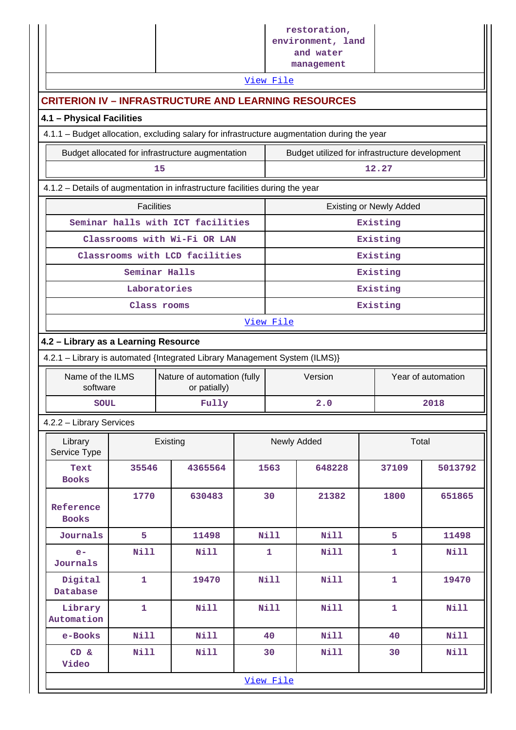| | | restoration, environment, land and water management | |
|---|---|---|---|

View File

## CRITERION IV – INFRASTRUCTURE AND LEARNING RESOURCES

### 4.1 – Physical Facilities

4.1.1 – Budget allocation, excluding salary for infrastructure augmentation during the year

| Budget allocated for infrastructure augmentation | Budget utilized for infrastructure development |
|---|---|
| 15 | 12.27 |

4.1.2 – Details of augmentation in infrastructure facilities during the year

| Facilities | Existing or Newly Added |
|---|---|
| Seminar halls with ICT facilities | Existing |
| Classrooms with Wi-Fi OR LAN | Existing |
| Classrooms with LCD facilities | Existing |
| Seminar Halls | Existing |
| Laboratories | Existing |
| Class rooms | Existing |

View File

### 4.2 – Library as a Learning Resource

4.2.1 – Library is automated {Integrated Library Management System (ILMS)}

| Name of the ILMS software | Nature of automation (fully or patially) | Version | Year of automation |
|---|---|---|---|
| SOUL | Fully | 2.0 | 2018 |

4.2.2 – Library Services

| Library Service Type | Existing | | Newly Added | | Total | |
|---|---|---|---|---|---|---|
| Text Books | 35546 | 4365564 | 1563 | 648228 | 37109 | 5013792 |
| Reference Books | 1770 | 630483 | 30 | 21382 | 1800 | 651865 |
| Journals | 5 | 11498 | Nill | Nill | 5 | 11498 |
| e-Journals | Nill | Nill | 1 | Nill | 1 | Nill |
| Digital Database | 1 | 19470 | Nill | Nill | 1 | 19470 |
| Library Automation | 1 | Nill | Nill | Nill | 1 | Nill |
| e-Books | Nill | Nill | 40 | Nill | 40 | Nill |
| CD & Video | Nill | Nill | 30 | Nill | 30 | Nill |

View File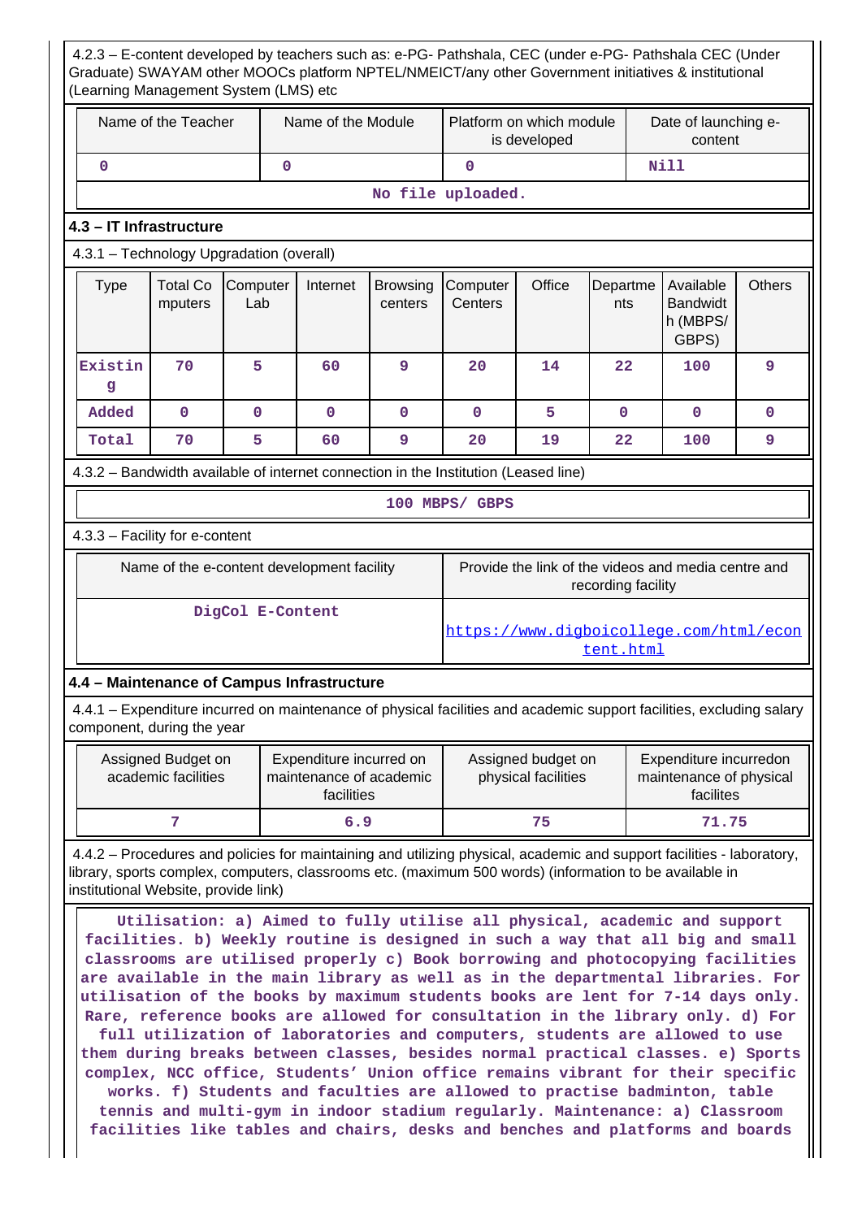4.2.3 – E-content developed by teachers such as: e-PG- Pathshala, CEC (under e-PG- Pathshala CEC (Under Graduate) SWAYAM other MOOCs platform NPTEL/NMEICT/any other Government initiatives & institutional (Learning Management System (LMS) etc

| Name of the Teacher | Name of the Module | Platform on which module is developed | Date of launching e-content |
|---|---|---|---|
| 0 | 0 | 0 | Nill |
| No file uploaded. | | | |

### 4.3 – IT Infrastructure

4.3.1 – Technology Upgradation (overall)

| Type | Total Computers | Computer Lab | Internet | Browsing centers | Computer Centers | Office | Departments | Available Bandwidth (MBPS/ GBPS) | Others |
|---|---|---|---|---|---|---|---|---|---|
| Existing | 70 | 5 | 60 | 9 | 20 | 14 | 22 | 100 | 9 |
| Added | 0 | 0 | 0 | 0 | 0 | 5 | 0 | 0 | 0 |
| Total | 70 | 5 | 60 | 9 | 20 | 19 | 22 | 100 | 9 |

4.3.2 – Bandwidth available of internet connection in the Institution (Leased line)

100 MBPS/ GBPS

4.3.3 – Facility for e-content

| Name of the e-content development facility | Provide the link of the videos and media centre and recording facility |
|---|---|
| DigCol E-Content | https://www.digboicollege.com/html/econtent.html |

### 4.4 – Maintenance of Campus Infrastructure

4.4.1 – Expenditure incurred on maintenance of physical facilities and academic support facilities, excluding salary component, during the year

| Assigned Budget on academic facilities | Expenditure incurred on maintenance of academic facilities | Assigned budget on physical facilities | Expenditure incurredon maintenance of physical facilites |
|---|---|---|---|
| 7 | 6.9 | 75 | 71.75 |

4.4.2 – Procedures and policies for maintaining and utilizing physical, academic and support facilities - laboratory, library, sports complex, computers, classrooms etc. (maximum 500 words) (information to be available in institutional Website, provide link)

Utilisation: a) Aimed to fully utilise all physical, academic and support facilities. b) Weekly routine is designed in such a way that all big and small classrooms are utilised properly c) Book borrowing and photocopying facilities are available in the main library as well as in the departmental libraries. For utilisation of the books by maximum students books are lent for 7-14 days only. Rare, reference books are allowed for consultation in the library only. d) For full utilization of laboratories and computers, students are allowed to use them during breaks between classes, besides normal practical classes. e) Sports complex, NCC office, Students' Union office remains vibrant for their specific works. f) Students and faculties are allowed to practise badminton, table tennis and multi-gym in indoor stadium regularly. Maintenance: a) Classroom facilities like tables and chairs, desks and benches and platforms and boards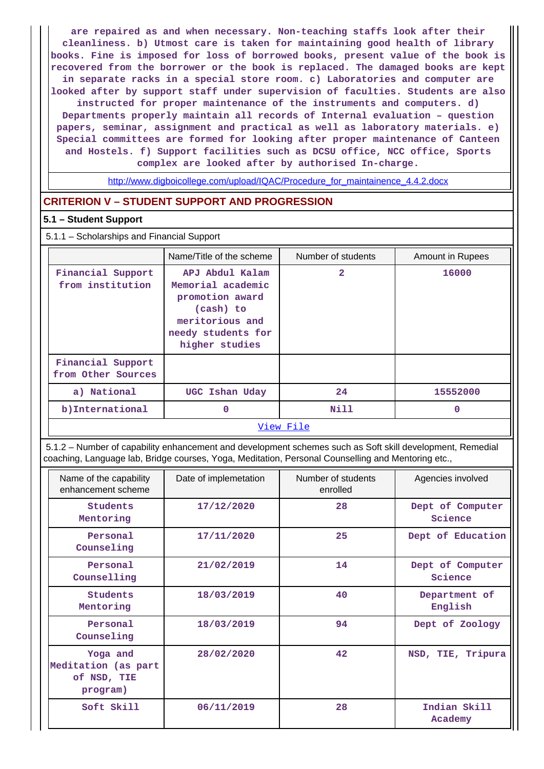are repaired as and when necessary. Non-teaching staffs look after their cleanliness. b) Utmost care is taken for maintaining good health of library books. Fine is imposed for loss of borrowed books, present value of the book is recovered from the borrower or the book is replaced. The damaged books are kept in separate racks in a special store room. c) Laboratories and computer are looked after by support staff under supervision of faculties. Students are also instructed for proper maintenance of the instruments and computers. d) Departments properly maintain all records of Internal evaluation – question papers, seminar, assignment and practical as well as laboratory materials. e) Special committees are formed for looking after proper maintenance of Canteen and Hostels. f) Support facilities such as DCSU office, NCC office, Sports complex are looked after by authorised In-charge.

http://www.digboicollege.com/upload/IQAC/Procedure_for_maintainence_4.4.2.docx

## CRITERION V – STUDENT SUPPORT AND PROGRESSION

### 5.1 – Student Support

5.1.1 – Scholarships and Financial Support

| | Name/Title of the scheme | Number of students | Amount in Rupees |
|---|---|---|---|
| Financial Support from institution | APJ Abdul Kalam Memorial academic promotion award (cash) to meritorious and needy students for higher studies | 2 | 16000 |
| Financial Support from Other Sources | | | |
| a) National | UGC Ishan Uday | 24 | 15552000 |
| b)International | 0 | Nill | 0 |

View File

5.1.2 – Number of capability enhancement and development schemes such as Soft skill development, Remedial coaching, Language lab, Bridge courses, Yoga, Meditation, Personal Counselling and Mentoring etc.,

| Name of the capability enhancement scheme | Date of implemetation | Number of students enrolled | Agencies involved |
|---|---|---|---|
| Students Mentoring | 17/12/2020 | 28 | Dept of Computer Science |
| Personal Counseling | 17/11/2020 | 25 | Dept of Education |
| Personal Counselling | 21/02/2019 | 14 | Dept of Computer Science |
| Students Mentoring | 18/03/2019 | 40 | Department of English |
| Personal Counseling | 18/03/2019 | 94 | Dept of Zoology |
| Yoga and Meditation (as part of NSD, TIE program) | 28/02/2020 | 42 | NSD, TIE, Tripura |
| Soft Skill | 06/11/2019 | 28 | Indian Skill Academy |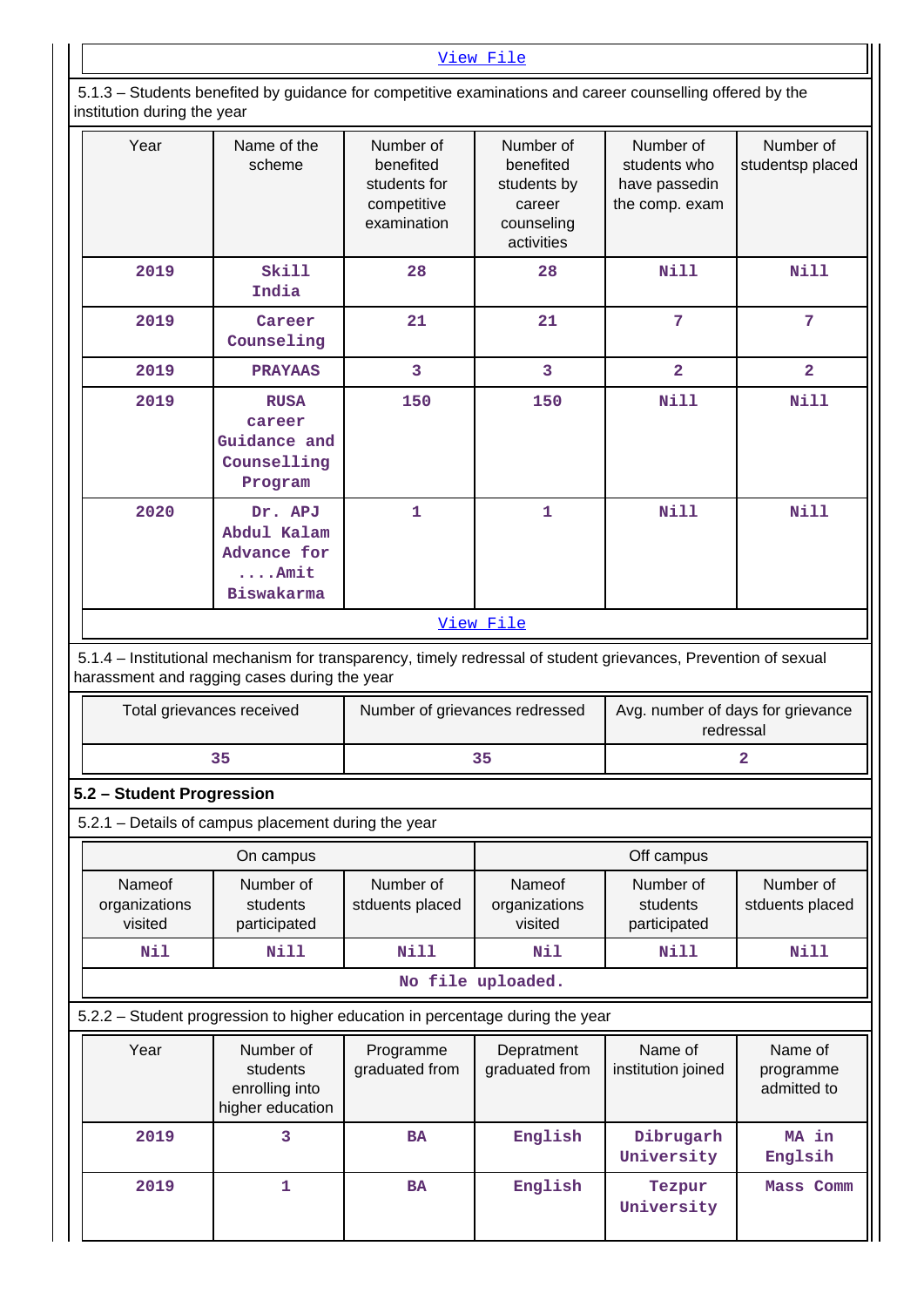View File

5.1.3 – Students benefited by guidance for competitive examinations and career counselling offered by the institution during the year

| Year | Name of the scheme | Number of benefited students for competitive examination | Number of benefited students by career counseling activities | Number of students who have passedin the comp. exam | Number of studentsp placed |
|---|---|---|---|---|---|
| 2019 | Skill India | 28 | 28 | Nill | Nill |
| 2019 | Career Counseling | 21 | 21 | 7 | 7 |
| 2019 | PRAYAAS | 3 | 3 | 2 | 2 |
| 2019 | RUSA career Guidance and Counselling Program | 150 | 150 | Nill | Nill |
| 2020 | Dr. APJ Abdul Kalam Advance for ....Amit Biswakarma | 1 | 1 | Nill | Nill |

View File

5.1.4 – Institutional mechanism for transparency, timely redressal of student grievances, Prevention of sexual harassment and ragging cases during the year

| Total grievances received | Number of grievances redressed | Avg. number of days for grievance redressal |
|---|---|---|
| 35 | 35 | 2 |

## 5.2 – Student Progression

5.2.1 – Details of campus placement during the year

| On campus | | | Off campus | | |
|---|---|---|---|---|---|
| Nameof organizations visited | Number of students participated | Number of stduents placed | Nameof organizations visited | Number of students participated | Number of stduents placed |
| Nil | Nill | Nill | Nil | Nill | Nill |

No file uploaded.

5.2.2 – Student progression to higher education in percentage during the year

| Year | Number of students enrolling into higher education | Programme graduated from | Depratment graduated from | Name of institution joined | Name of programme admitted to |
|---|---|---|---|---|---|
| 2019 | 3 | BA | English | Dibrugarh University | MA in Englsih |
| 2019 | 1 | BA | English | Tezpur University | Mass Comm |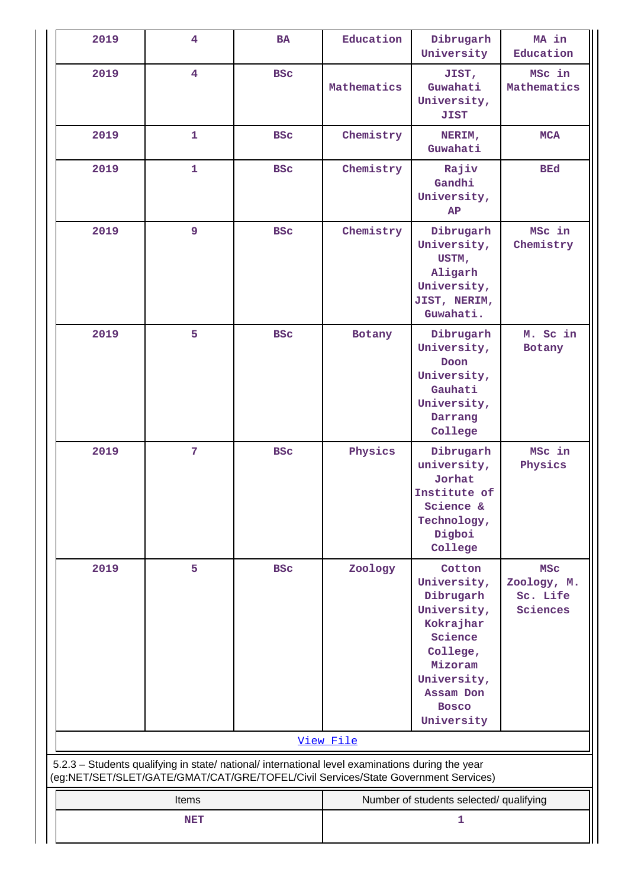| 2019 | 4 | BA | Education | Dibrugarh University | MA in Education |
|---|---|---|---|---|---|
| 2019 | 4 | BSc | Mathematics | JIST, Guwahati University, JIST | MSc in Mathematics |
| 2019 | 1 | BSc | Chemistry | NERIM, Guwahati | MCA |
| 2019 | 1 | BSc | Chemistry | Rajiv Gandhi University, AP | BEd |
| 2019 | 9 | BSc | Chemistry | Dibrugarh University, USTM, Aligarh University, JIST, NERIM, Guwahati. | MSc in Chemistry |
| 2019 | 5 | BSc | Botany | Dibrugarh University, Doon University, Gauhati University, Darrang College | M. Sc in Botany |
| 2019 | 7 | BSc | Physics | Dibrugarh university, Jorhat Institute of Science & Technology, Digboi College | MSc in Physics |
| 2019 | 5 | BSc | Zoology | Cotton University, Dibrugarh University, Kokrajhar Science College, Mizoram University, Assam Don Bosco University | MSc Zoology, M. Sc. Life Sciences |

View File

5.2.3 – Students qualifying in state/ national/ international level examinations during the year (eg:NET/SET/SLET/GATE/GMAT/CAT/GRE/TOFEL/Civil Services/State Government Services)

| Items | Number of students selected/ qualifying |
|---|---|
| NET | 1 |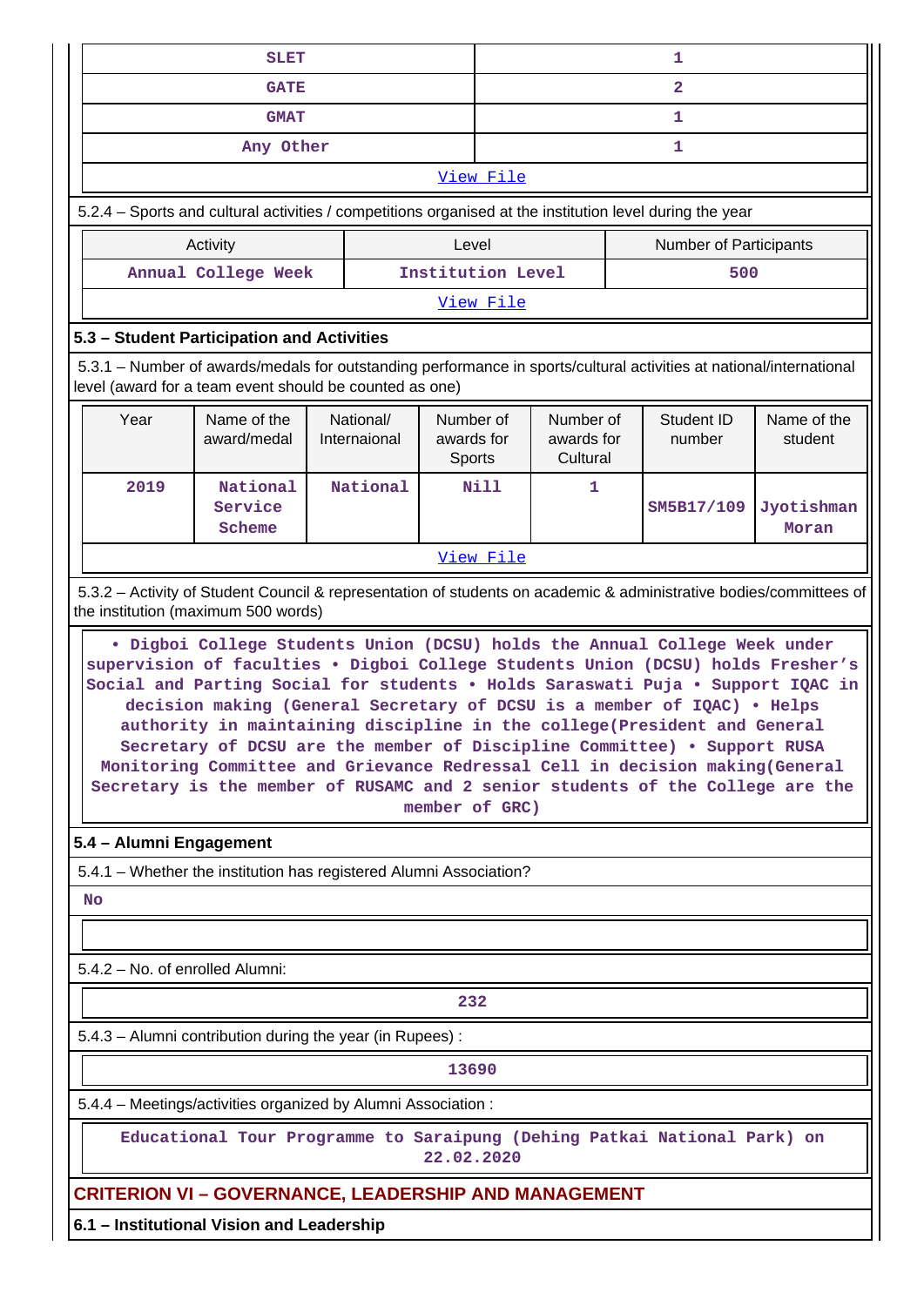| SLET | 1 |
|---|---|
| GATE | 2 |
| GMAT | 1 |
| Any Other | 1 |

View File

5.2.4 – Sports and cultural activities / competitions organised at the institution level during the year

| Activity | Level | Number of Participants |
|---|---|---|
| Annual College Week | Institution Level | 500 |

View File

**5.3 – Student Participation and Activities**

5.3.1 – Number of awards/medals for outstanding performance in sports/cultural activities at national/international level (award for a team event should be counted as one)

| Year | Name of the award/medal | National/ Internaional | Number of awards for Sports | Number of awards for Cultural | Student ID number | Name of the student |
|---|---|---|---|---|---|---|
| 2019 | National Service Scheme | National | Nill | 1 | SM5B17/109 | Jyotishman Moran |

View File

5.3.2 – Activity of Student Council & representation of students on academic & administrative bodies/committees of the institution (maximum 500 words)

• Digboi College Students Union (DCSU) holds the Annual College Week under supervision of faculties • Digboi College Students Union (DCSU) holds Fresher's Social and Parting Social for students • Holds Saraswati Puja • Support IQAC in decision making (General Secretary of DCSU is a member of IQAC) • Helps authority in maintaining discipline in the college(President and General Secretary of DCSU are the member of Discipline Committee) • Support RUSA Monitoring Committee and Grievance Redressal Cell in decision making(General Secretary is the member of RUSAMC and 2 senior students of the College are the member of GRC)

**5.4 – Alumni Engagement**

5.4.1 – Whether the institution has registered Alumni Association?

No

5.4.2 – No. of enrolled Alumni:

232

5.4.3 – Alumni contribution during the year (in Rupees) :

13690

5.4.4 – Meetings/activities organized by Alumni Association :

Educational Tour Programme to Saraipung (Dehing Patkai National Park) on 22.02.2020

## CRITERION VI – GOVERNANCE, LEADERSHIP AND MANAGEMENT

**6.1 – Institutional Vision and Leadership**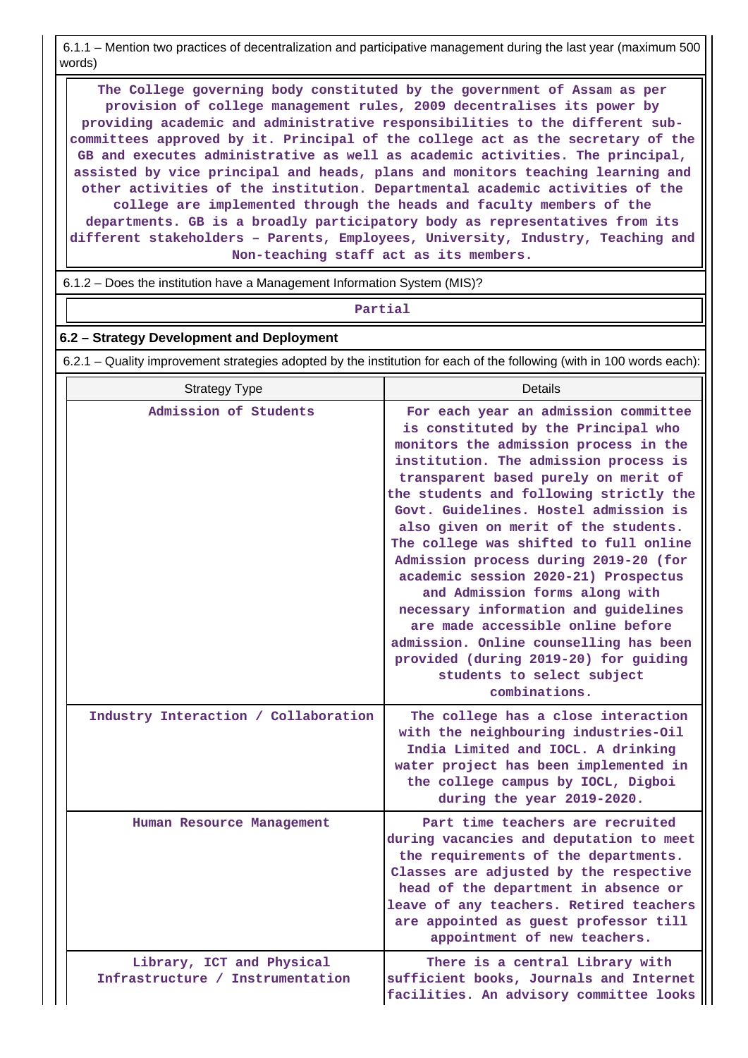6.1.1 – Mention two practices of decentralization and participative management during the last year (maximum 500 words)

The College governing body constituted by the government of Assam as per provision of college management rules, 2009 decentralises its power by providing academic and administrative responsibilities to the different sub-committees approved by it. Principal of the college act as the secretary of the GB and executes administrative as well as academic activities. The principal, assisted by vice principal and heads, plans and monitors teaching learning and other activities of the institution. Departmental academic activities of the college are implemented through the heads and faculty members of the departments. GB is a broadly participatory body as representatives from its different stakeholders – Parents, Employees, University, Industry, Teaching and Non-teaching staff act as its members.

6.1.2 – Does the institution have a Management Information System (MIS)?

Partial

### 6.2 – Strategy Development and Deployment

6.2.1 – Quality improvement strategies adopted by the institution for each of the following (with in 100 words each):

| Strategy Type | Details |
|---|---|
| Admission of Students | For each year an admission committee is constituted by the Principal who monitors the admission process in the institution. The admission process is transparent based purely on merit of the students and following strictly the Govt. Guidelines. Hostel admission is also given on merit of the students. The college was shifted to full online Admission process during 2019-20 (for academic session 2020-21) Prospectus and Admission forms along with necessary information and guidelines are made accessible online before admission. Online counselling has been provided (during 2019-20) for guiding students to select subject combinations. |
| Industry Interaction / Collaboration | The college has a close interaction with the neighbouring industries-Oil India Limited and IOCL. A drinking water project has been implemented in the college campus by IOCL, Digboi during the year 2019-2020. |
| Human Resource Management | Part time teachers are recruited during vacancies and deputation to meet the requirements of the departments. Classes are adjusted by the respective head of the department in absence or leave of any teachers. Retired teachers are appointed as guest professor till appointment of new teachers. |
| Library, ICT and Physical Infrastructure / Instrumentation | There is a central Library with sufficient books, Journals and Internet facilities. An advisory committee looks |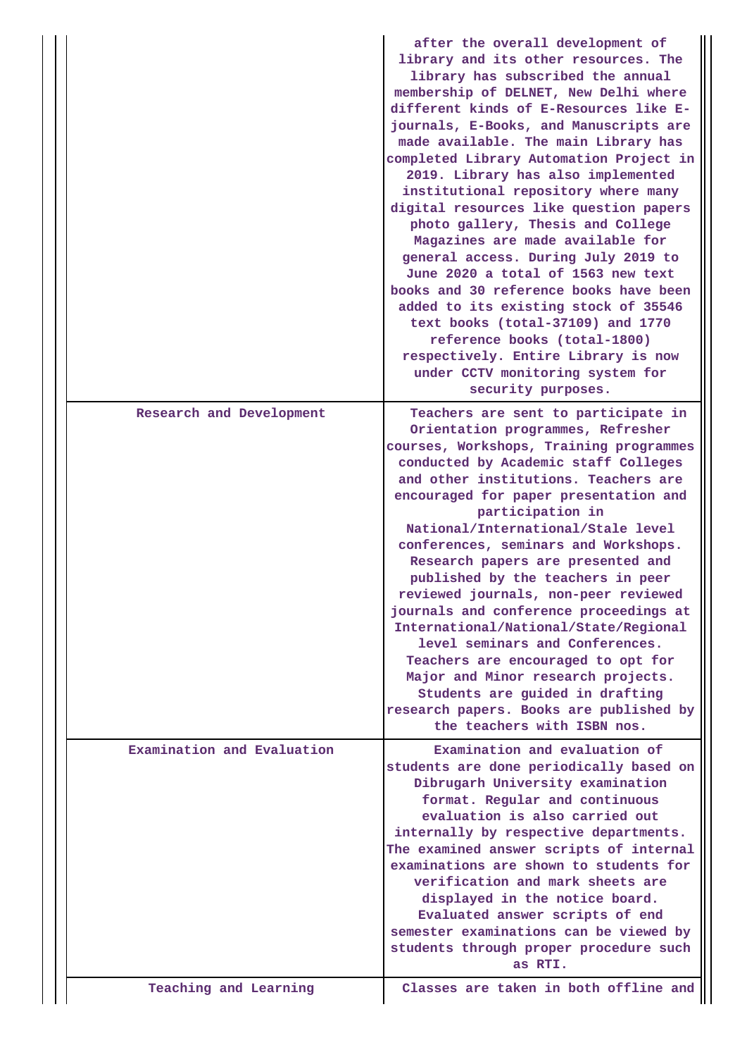| | |
|---|---|
| | after the overall development of library and its other resources. The library has subscribed the annual membership of DELNET, New Delhi where different kinds of E-Resources like E-journals, E-Books, and Manuscripts are made available. The main Library has completed Library Automation Project in 2019. Library has also implemented institutional repository where many digital resources like question papers photo gallery, Thesis and College Magazines are made available for general access. During July 2019 to June 2020 a total of 1563 new text books and 30 reference books have been added to its existing stock of 35546 text books (total-37109) and 1770 reference books (total-1800) respectively. Entire Library is now under CCTV monitoring system for security purposes. |
| Research and Development | Teachers are sent to participate in Orientation programmes, Refresher courses, Workshops, Training programmes conducted by Academic staff Colleges and other institutions. Teachers are encouraged for paper presentation and participation in National/International/Stale level conferences, seminars and Workshops. Research papers are presented and published by the teachers in peer reviewed journals, non-peer reviewed journals and conference proceedings at International/National/State/Regional level seminars and Conferences. Teachers are encouraged to opt for Major and Minor research projects. Students are guided in drafting research papers. Books are published by the teachers with ISBN nos. |
| Examination and Evaluation | Examination and evaluation of students are done periodically based on Dibrugarh University examination format. Regular and continuous evaluation is also carried out internally by respective departments. The examined answer scripts of internal examinations are shown to students for verification and mark sheets are displayed in the notice board. Evaluated answer scripts of end semester examinations can be viewed by students through proper procedure such as RTI. |
| Teaching and Learning | Classes are taken in both offline and |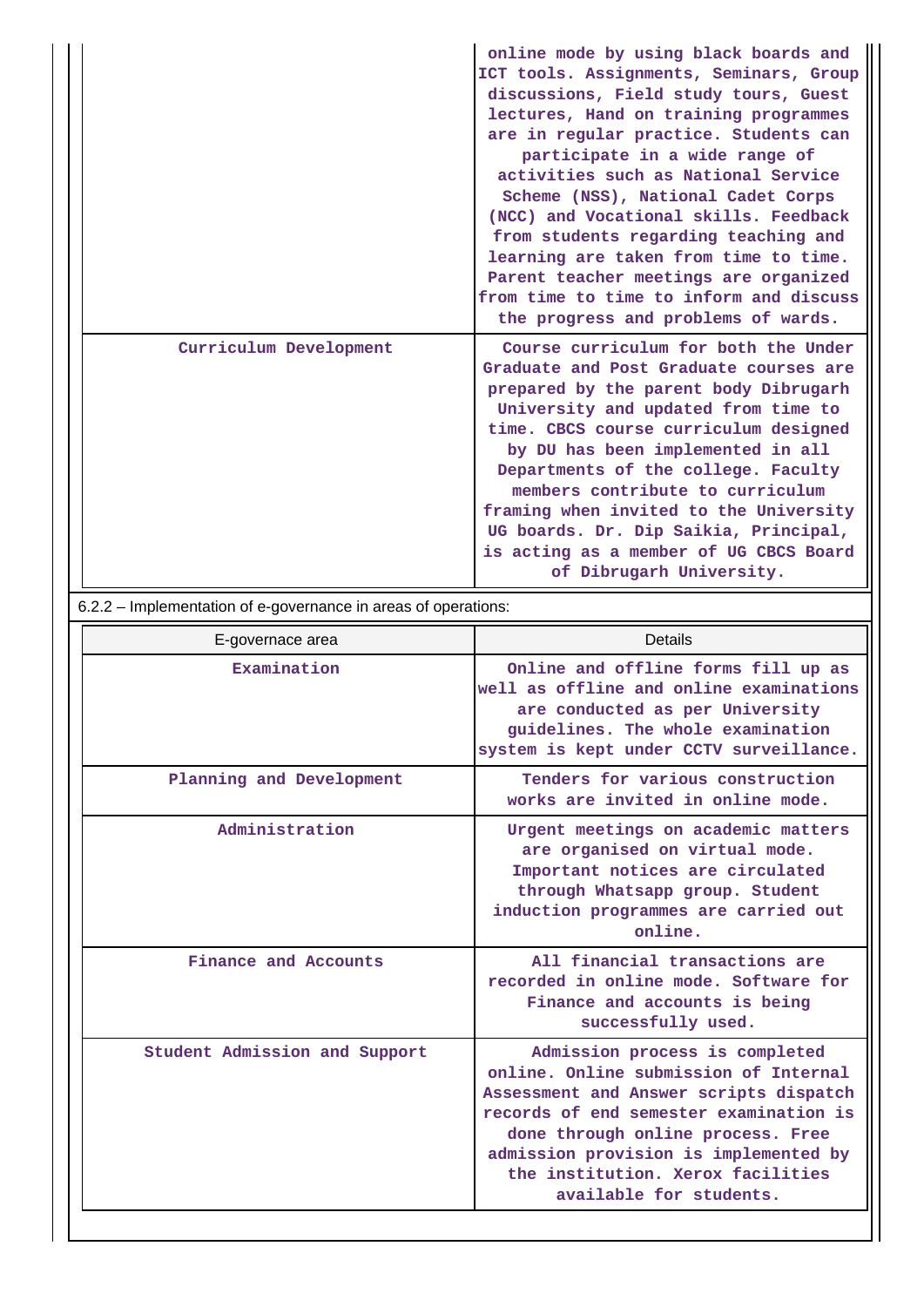| | |
|---|---|
| | online mode by using black boards and ICT tools. Assignments, Seminars, Group discussions, Field study tours, Guest lectures, Hand on training programmes are in regular practice. Students can participate in a wide range of activities such as National Service Scheme (NSS), National Cadet Corps (NCC) and Vocational skills. Feedback from students regarding teaching and learning are taken from time to time. Parent teacher meetings are organized from time to time to inform and discuss the progress and problems of wards. |
| Curriculum Development | Course curriculum for both the Under Graduate and Post Graduate courses are prepared by the parent body Dibrugarh University and updated from time to time. CBCS course curriculum designed by DU has been implemented in all Departments of the college. Faculty members contribute to curriculum framing when invited to the University UG boards. Dr. Dip Saikia, Principal, is acting as a member of UG CBCS Board of Dibrugarh University. |

6.2.2 – Implementation of e-governance in areas of operations:

| E-governace area | Details |
|---|---|
| Examination | Online and offline forms fill up as well as offline and online examinations are conducted as per University guidelines. The whole examination system is kept under CCTV surveillance. |
| Planning and Development | Tenders for various construction works are invited in online mode. |
| Administration | Urgent meetings on academic matters are organised on virtual mode. Important notices are circulated through Whatsapp group. Student induction programmes are carried out online. |
| Finance and Accounts | All financial transactions are recorded in online mode. Software for Finance and accounts is being successfully used. |
| Student Admission and Support | Admission process is completed online. Online submission of Internal Assessment and Answer scripts dispatch records of end semester examination is done through online process. Free admission provision is implemented by the institution. Xerox facilities available for students. |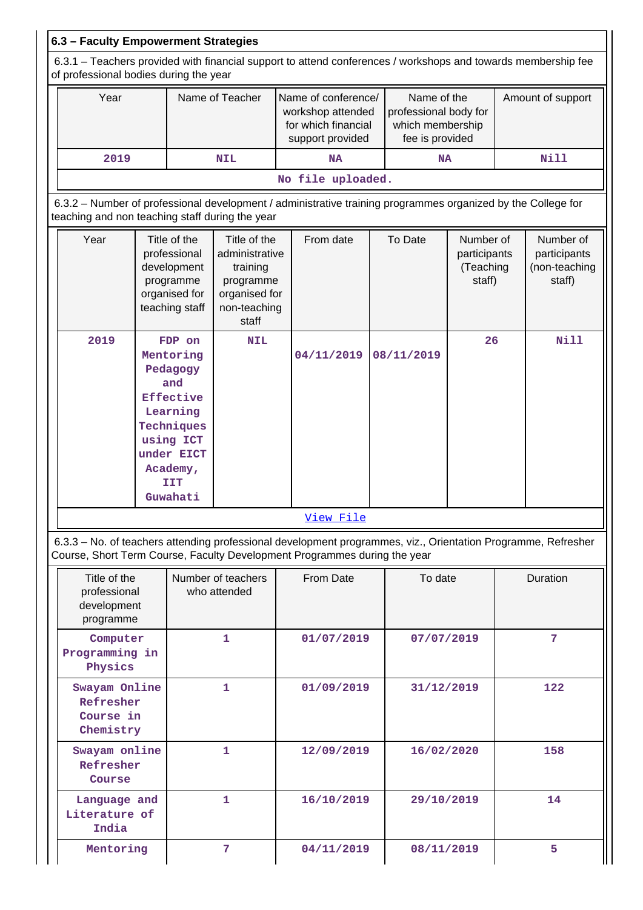### 6.3 – Faculty Empowerment Strategies

6.3.1 – Teachers provided with financial support to attend conferences / workshops and towards membership fee of professional bodies during the year

| Year | Name of Teacher | Name of conference/ workshop attended for which financial support provided | Name of the professional body for which membership fee is provided | Amount of support |
|---|---|---|---|---|
| 2019 | NIL | NA | NA | Nill |

No file uploaded.

6.3.2 – Number of professional development / administrative training programmes organized by the College for teaching and non teaching staff during the year

| Year | Title of the professional development programme organised for teaching staff | Title of the administrative training programme organised for non-teaching staff | From date | To Date | Number of participants (Teaching staff) | Number of participants (non-teaching staff) |
|---|---|---|---|---|---|---|
| 2019 | FDP on Mentoring Pedagogy and Effective Learning Techniques using ICT under EICT Academy, IIT Guwahati | NIL | 04/11/2019 | 08/11/2019 | 26 | Nill |

View File

6.3.3 – No. of teachers attending professional development programmes, viz., Orientation Programme, Refresher Course, Short Term Course, Faculty Development Programmes during the year

| Title of the professional development programme | Number of teachers who attended | From Date | To date | Duration |
|---|---|---|---|---|
| Computer Programming in Physics | 1 | 01/07/2019 | 07/07/2019 | 7 |
| Swayam Online Refresher Course in Chemistry | 1 | 01/09/2019 | 31/12/2019 | 122 |
| Swayam online Refresher Course | 1 | 12/09/2019 | 16/02/2020 | 158 |
| Language and Literature of India | 1 | 16/10/2019 | 29/10/2019 | 14 |
| Mentoring | 7 | 04/11/2019 | 08/11/2019 | 5 |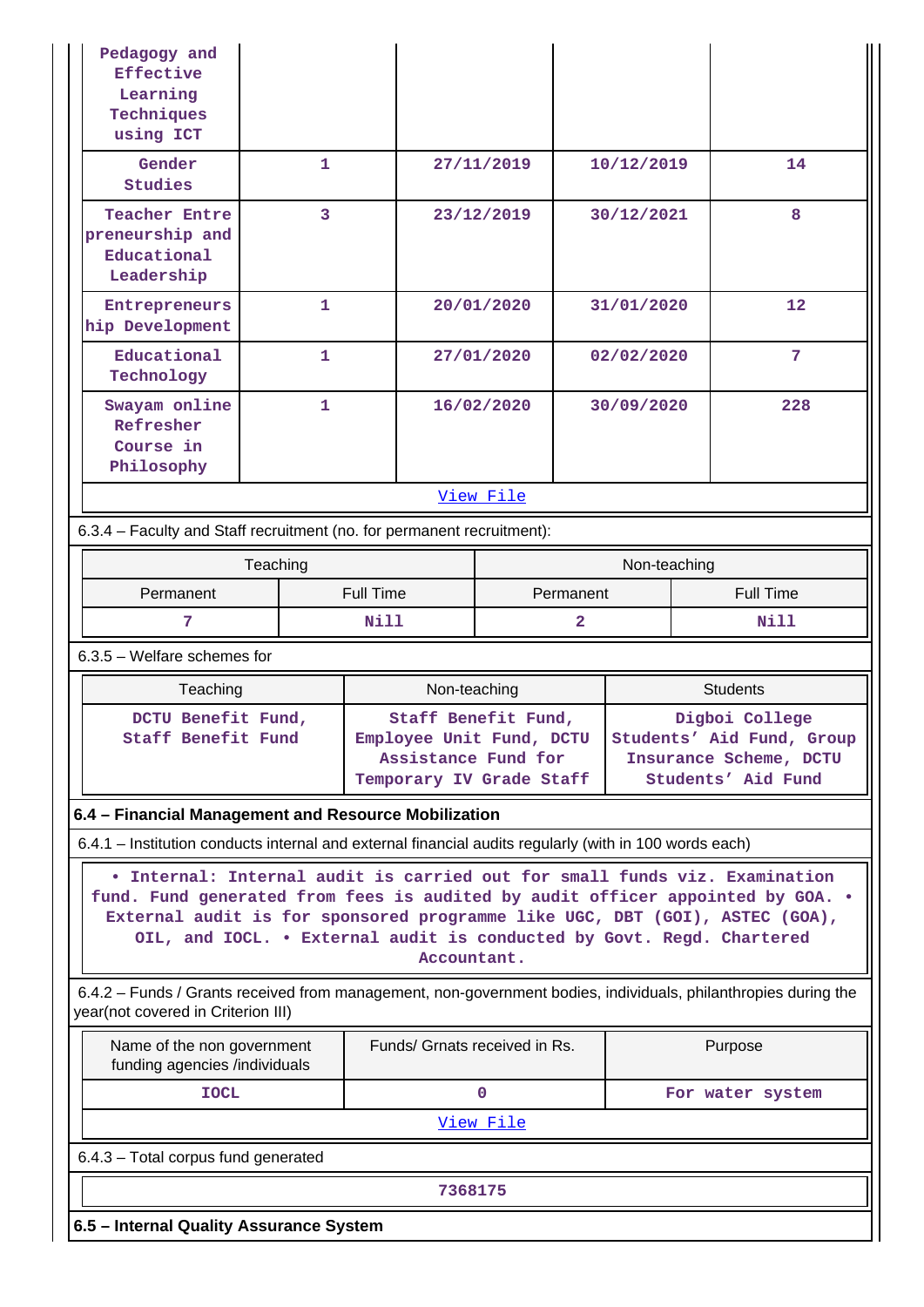| Pedagogy and Effective Learning Techniques using ICT | | | | |
|---|---|---|---|---|
| Gender Studies | 1 | 27/11/2019 | 10/12/2019 | 14 |
| Teacher Entrepreneurship and Educational Leadership | 3 | 23/12/2019 | 30/12/2021 | 8 |
| Entrepreneurship Development | 1 | 20/01/2020 | 31/01/2020 | 12 |
| Educational Technology | 1 | 27/01/2020 | 02/02/2020 | 7 |
| Swayam online Refresher Course in Philosophy | 1 | 16/02/2020 | 30/09/2020 | 228 |

View File

6.3.4 – Faculty and Staff recruitment (no. for permanent recruitment):

| Teaching | | Non-teaching | |
|---|---|---|---|
| Permanent | Full Time | Permanent | Full Time |
| 7 | Nill | 2 | Nill |

6.3.5 – Welfare schemes for

| Teaching | Non-teaching | Students |
|---|---|---|
| DCTU Benefit Fund, Staff Benefit Fund | Staff Benefit Fund, Employee Unit Fund, DCTU Assistance Fund for Temporary IV Grade Staff | Digboi College Students' Aid Fund, Group Insurance Scheme, DCTU Students' Aid Fund |

**6.4 – Financial Management and Resource Mobilization**

6.4.1 – Institution conducts internal and external financial audits regularly (with in 100 words each)

• Internal: Internal audit is carried out for small funds viz. Examination fund. Fund generated from fees is audited by audit officer appointed by GOA. • External audit is for sponsored programme like UGC, DBT (GOI), ASTEC (GOA), OIL, and IOCL. • External audit is conducted by Govt. Regd. Chartered Accountant.

6.4.2 – Funds / Grants received from management, non-government bodies, individuals, philanthropies during the year(not covered in Criterion III)

| Name of the non government funding agencies /individuals | Funds/ Grnats received in Rs. | Purpose |
|---|---|---|
| IOCL | 0 | For water system |

View File

6.4.3 – Total corpus fund generated

7368175

**6.5 – Internal Quality Assurance System**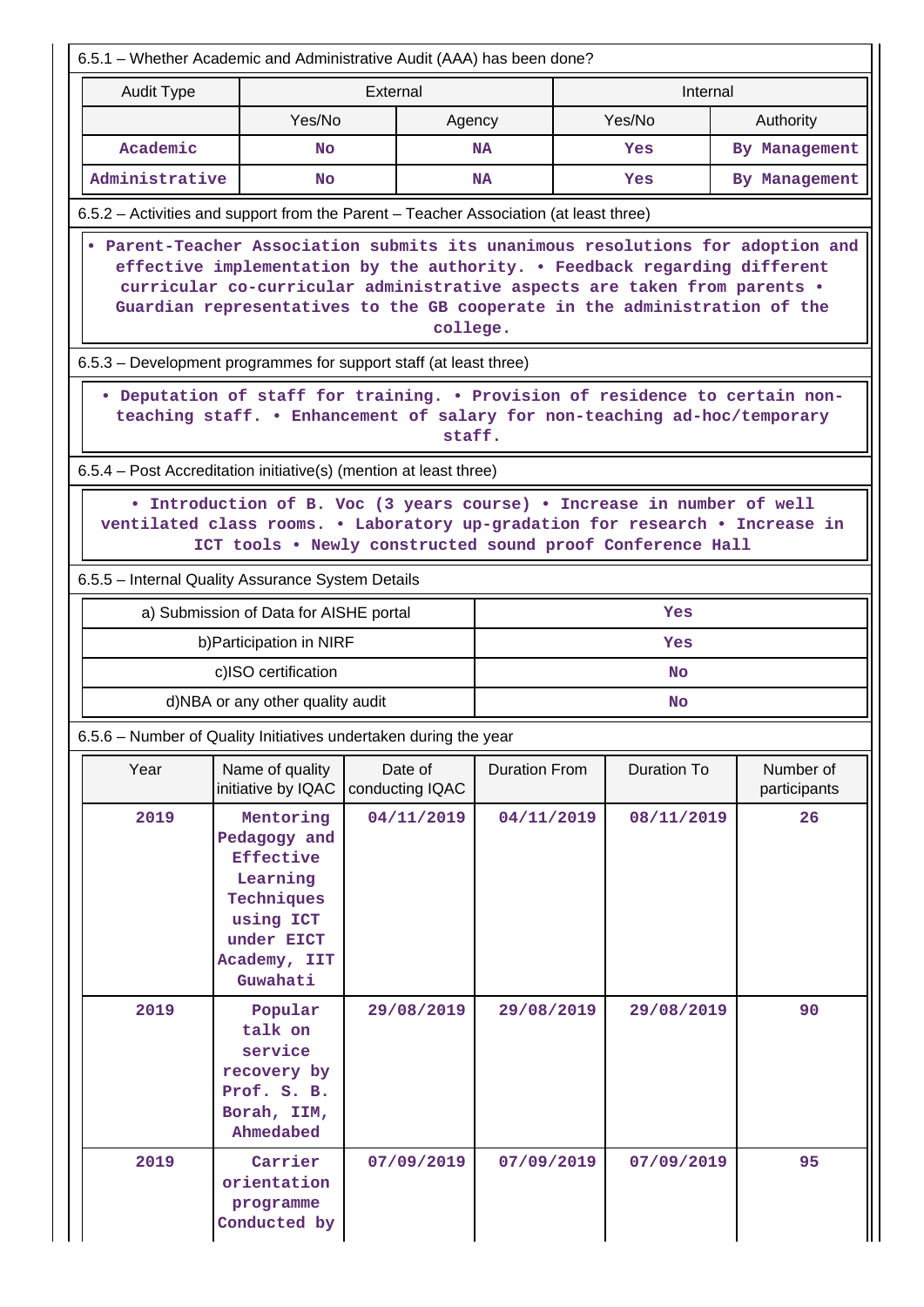6.5.1 – Whether Academic and Administrative Audit (AAA) has been done?

| Audit Type | External | | Internal | |
|---|---|---|---|---|
| | Yes/No | Agency | Yes/No | Authority |
| Academic | No | NA | Yes | By Management |
| Administrative | No | NA | Yes | By Management |

6.5.2 – Activities and support from the Parent – Teacher Association (at least three)

• Parent-Teacher Association submits its unanimous resolutions for adoption and effective implementation by the authority. • Feedback regarding different curricular co-curricular administrative aspects are taken from parents • Guardian representatives to the GB cooperate in the administration of the college.

6.5.3 – Development programmes for support staff (at least three)

• Deputation of staff for training. • Provision of residence to certain non-teaching staff. • Enhancement of salary for non-teaching ad-hoc/temporary staff.

6.5.4 – Post Accreditation initiative(s) (mention at least three)

• Introduction of B. Voc (3 years course) • Increase in number of well ventilated class rooms. • Laboratory up-gradation for research • Increase in ICT tools • Newly constructed sound proof Conference Hall

6.5.5 – Internal Quality Assurance System Details

| | |
|---|---|
| a) Submission of Data for AISHE portal | Yes |
| b)Participation in NIRF | Yes |
| c)ISO certification | No |
| d)NBA or any other quality audit | No |

6.5.6 – Number of Quality Initiatives undertaken during the year

| Year | Name of quality initiative by IQAC | Date of conducting IQAC | Duration From | Duration To | Number of participants |
|---|---|---|---|---|---|
| 2019 | Mentoring Pedagogy and Effective Learning Techniques using ICT under EICT Academy, IIT Guwahati | 04/11/2019 | 04/11/2019 | 08/11/2019 | 26 |
| 2019 | Popular talk on service recovery by Prof. S. B. Borah, IIM, Ahmedabed | 29/08/2019 | 29/08/2019 | 29/08/2019 | 90 |
| 2019 | Carrier orientation programme Conducted by | 07/09/2019 | 07/09/2019 | 07/09/2019 | 95 |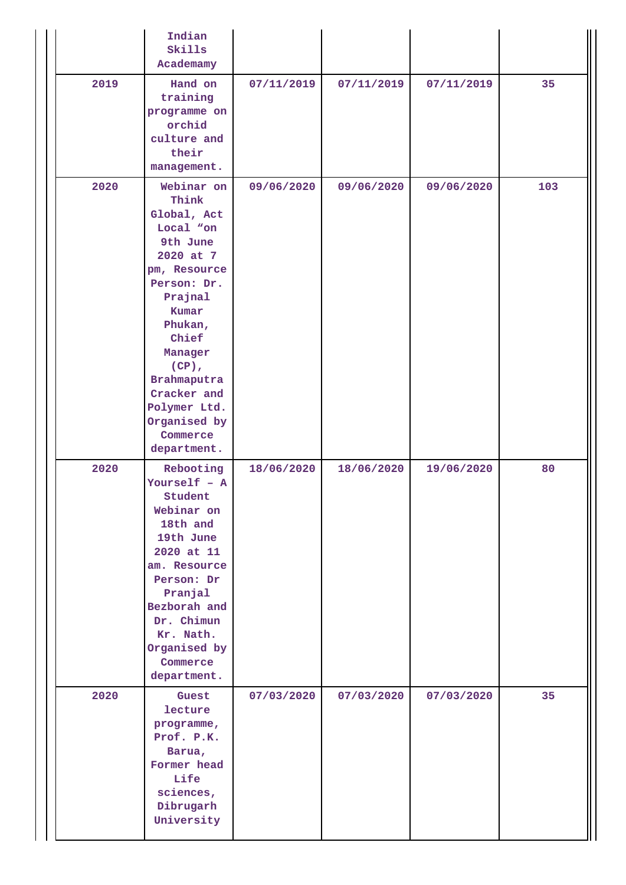|  |  |  |  |  |  |
| --- | --- | --- | --- | --- | --- |
|  | Indian Skills Academamy |  |  |  |  |
| 2019 | Hand on training programme on orchid culture and their management. | 07/11/2019 | 07/11/2019 | 07/11/2019 | 35 |
| 2020 | Webinar on Think Global, Act Local “on 9th June 2020 at 7 pm, Resource Person: Dr. Prajnal Kumar Phukan, Chief Manager (CP), Brahmaputra Cracker and Polymer Ltd. Organised by Commerce department. | 09/06/2020 | 09/06/2020 | 09/06/2020 | 103 |
| 2020 | Rebooting Yourself – A Student Webinar on 18th and 19th June 2020 at 11 am. Resource Person: Dr Pranjal Bezborah and Dr. Chimun Kr. Nath. Organised by Commerce department. | 18/06/2020 | 18/06/2020 | 19/06/2020 | 80 |
| 2020 | Guest lecture programme, Prof. P.K. Barua, Former head Life sciences, Dibrugarh University | 07/03/2020 | 07/03/2020 | 07/03/2020 | 35 |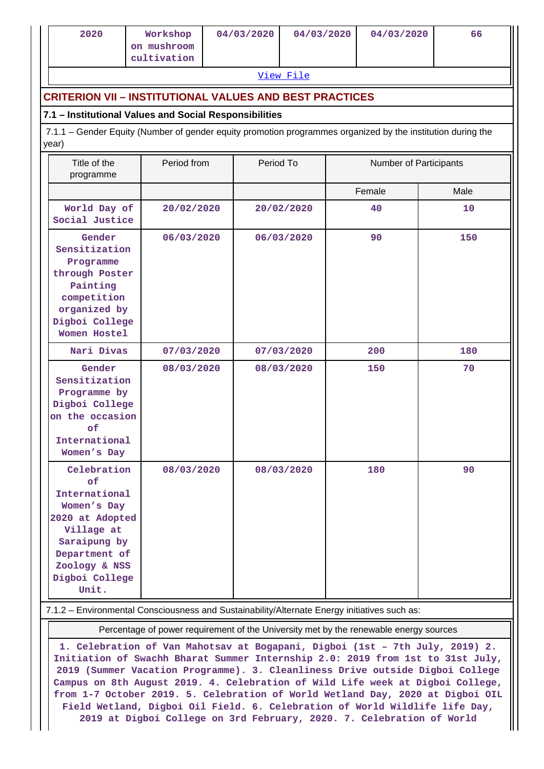| 2020 | Workshop on mushroom cultivation | 04/03/2020 | 04/03/2020 | 04/03/2020 | 66 |
|---|---|---|---|---|---|

View File

## CRITERION VII – INSTITUTIONAL VALUES AND BEST PRACTICES

### 7.1 – Institutional Values and Social Responsibilities

7.1.1 – Gender Equity (Number of gender equity promotion programmes organized by the institution during the year)

| Title of the programme | Period from | Period To | Number of Participants | |
|---|---|---|---|---|
| | | | Female | Male |
| World Day of Social Justice | 20/02/2020 | 20/02/2020 | 40 | 10 |
| Gender Sensitization Programme through Poster Painting competition organized by Digboi College Women Hostel | 06/03/2020 | 06/03/2020 | 90 | 150 |
| Nari Divas | 07/03/2020 | 07/03/2020 | 200 | 180 |
| Gender Sensitization Programme by Digboi College on the occasion of International Women's Day | 08/03/2020 | 08/03/2020 | 150 | 70 |
| Celebration of International Women's Day 2020 at Adopted Village at Saraipung by Department of Zoology & NSS Digboi College Unit. | 08/03/2020 | 08/03/2020 | 180 | 90 |

7.1.2 – Environmental Consciousness and Sustainability/Alternate Energy initiatives such as:

| Percentage of power requirement of the University met by the renewable energy sources |
|---|
| 1. Celebration of Van Mahotsav at Bogapani, Digboi (1st – 7th July, 2019) 2. Initiation of Swachh Bharat Summer Internship 2.0: 2019 from 1st to 31st July, 2019 (Summer Vacation Programme). 3. Cleanliness Drive outside Digboi College Campus on 8th August 2019. 4. Celebration of Wild Life week at Digboi College, from 1-7 October 2019. 5. Celebration of World Wetland Day, 2020 at Digboi OIL Field Wetland, Digboi Oil Field. 6. Celebration of World Wildlife life Day, 2019 at Digboi College on 3rd February, 2020. 7. Celebration of World |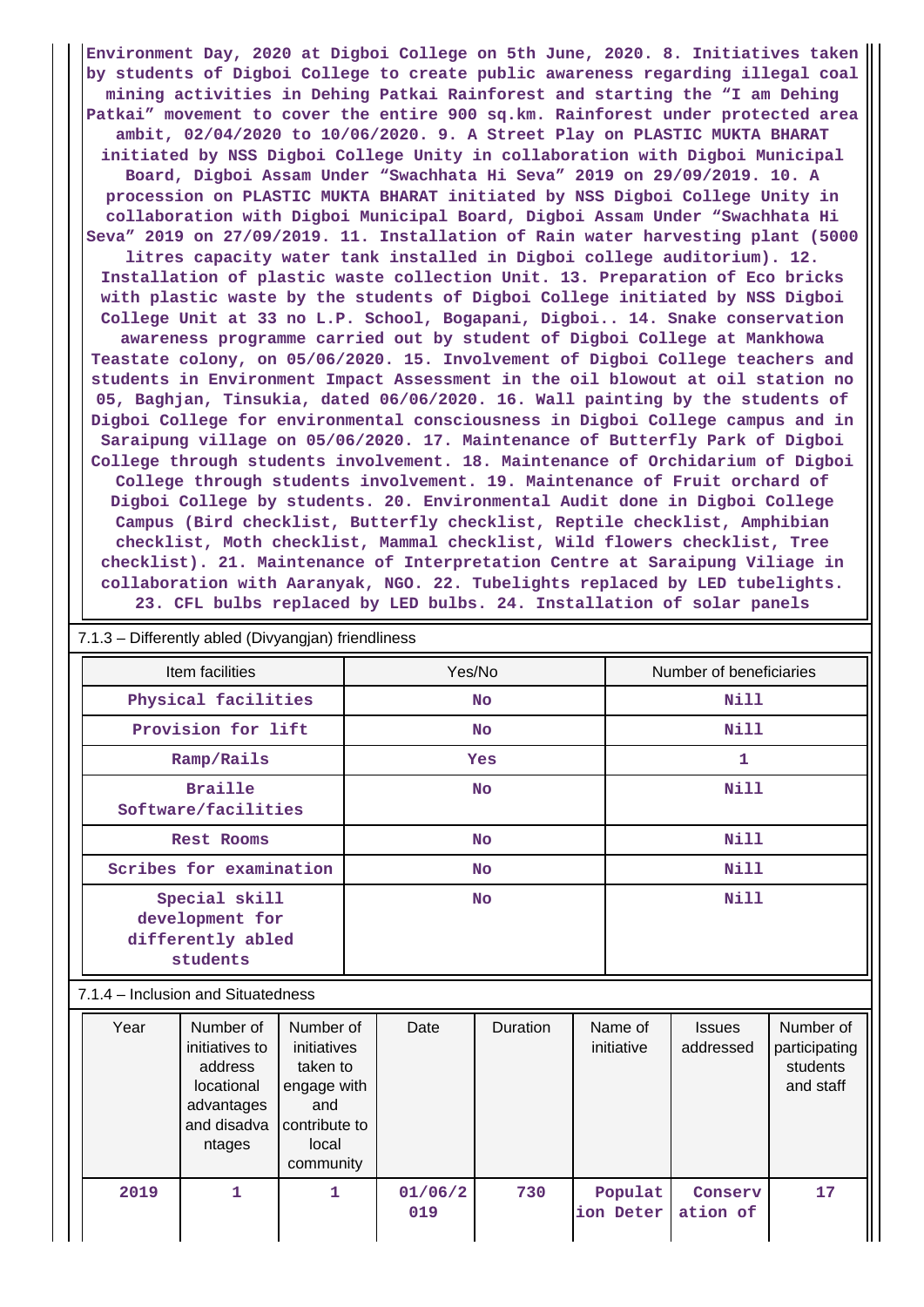Environment Day, 2020 at Digboi College on 5th June, 2020. 8. Initiatives taken by students of Digboi College to create public awareness regarding illegal coal mining activities in Dehing Patkai Rainforest and starting the "I am Dehing Patkai" movement to cover the entire 900 sq.km. Rainforest under protected area ambit, 02/04/2020 to 10/06/2020. 9. A Street Play on PLASTIC MUKTA BHARAT initiated by NSS Digboi College Unity in collaboration with Digboi Municipal Board, Digboi Assam Under "Swachhata Hi Seva" 2019 on 29/09/2019. 10. A procession on PLASTIC MUKTA BHARAT initiated by NSS Digboi College Unity in collaboration with Digboi Municipal Board, Digboi Assam Under "Swachhata Hi Seva" 2019 on 27/09/2019. 11. Installation of Rain water harvesting plant (5000 litres capacity water tank installed in Digboi college auditorium). 12. Installation of plastic waste collection Unit. 13. Preparation of Eco bricks with plastic waste by the students of Digboi College initiated by NSS Digboi College Unit at 33 no L.P. School, Bogapani, Digboi.. 14. Snake conservation awareness programme carried out by student of Digboi College at Mankhowa Teastate colony, on 05/06/2020. 15. Involvement of Digboi College teachers and students in Environment Impact Assessment in the oil blowout at oil station no 05, Baghjan, Tinsukia, dated 06/06/2020. 16. Wall painting by the students of Digboi College for environmental consciousness in Digboi College campus and in Saraipung village on 05/06/2020. 17. Maintenance of Butterfly Park of Digboi College through students involvement. 18. Maintenance of Orchidarium of Digboi College through students involvement. 19. Maintenance of Fruit orchard of Digboi College by students. 20. Environmental Audit done in Digboi College Campus (Bird checklist, Butterfly checklist, Reptile checklist, Amphibian checklist, Moth checklist, Mammal checklist, Wild flowers checklist, Tree checklist). 21. Maintenance of Interpretation Centre at Saraipung Viliage in collaboration with Aaranyak, NGO. 22. Tubelights replaced by LED tubelights. 23. CFL bulbs replaced by LED bulbs. 24. Installation of solar panels

7.1.3 – Differently abled (Divyangjan) friendliness

| Item facilities | Yes/No | Number of beneficiaries |
|---|---|---|
| Physical facilities | No | Nill |
| Provision for lift | No | Nill |
| Ramp/Rails | Yes | 1 |
| Braille Software/facilities | No | Nill |
| Rest Rooms | No | Nill |
| Scribes for examination | No | Nill |
| Special skill development for differently abled students | No | Nill |

7.1.4 – Inclusion and Situatedness

| Year | Number of initiatives to address locational advantages and disadvantages | Number of initiatives taken to engage with and contribute to local community | Date | Duration | Name of initiative | Issues addressed | Number of participating students and staff |
|---|---|---|---|---|---|---|---|
| 2019 | 1 | 1 | 01/06/2019 | 730 | Population Deter | Conservation of | 17 |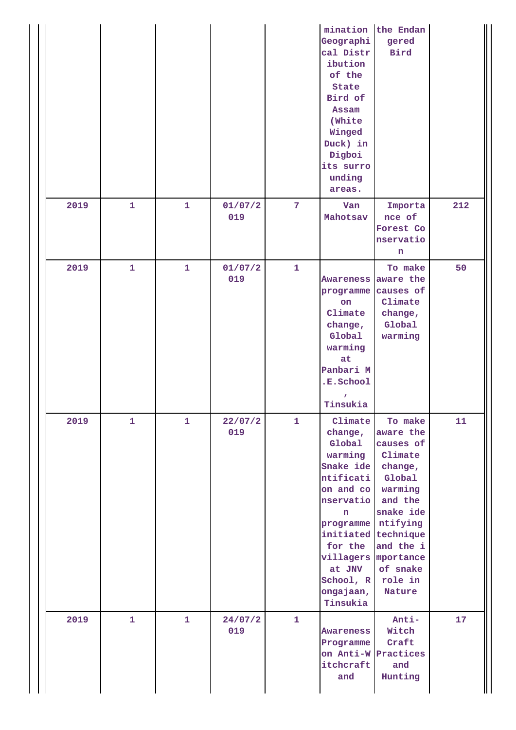| | | | | | | | |
|---|---|---|---|---|---|---|---|
| | | | | | mination Geographical Distribution of the State Bird of Assam (White Winged Duck) in Digboi its surrounding areas. | the Endangered Bird | |
| 2019 | 1 | 1 | 01/07/2019 | 7 | Van Mahotsav | Importance of Forest Conservation | 212 |
| 2019 | 1 | 1 | 01/07/2019 | 1 | Awareness programme on Climate change, Global warming at Panbari M.E.School, Tinsukia | To make aware the causes of Climate change, Global warming | 50 |
| 2019 | 1 | 1 | 22/07/2019 | 1 | Climate change, Global warming Snake identification and conservation programme initiated for the villagers at JNV School, Rongajaan, Tinsukia | To make aware the causes of Climate change, Global warming and the snake identifying technique and the importance of snake role in Nature | 11 |
| 2019 | 1 | 1 | 24/07/2019 | 1 | Awareness Programme on Anti-Witchcraft and | Anti-Witch Craft Practices and Hunting | 17 |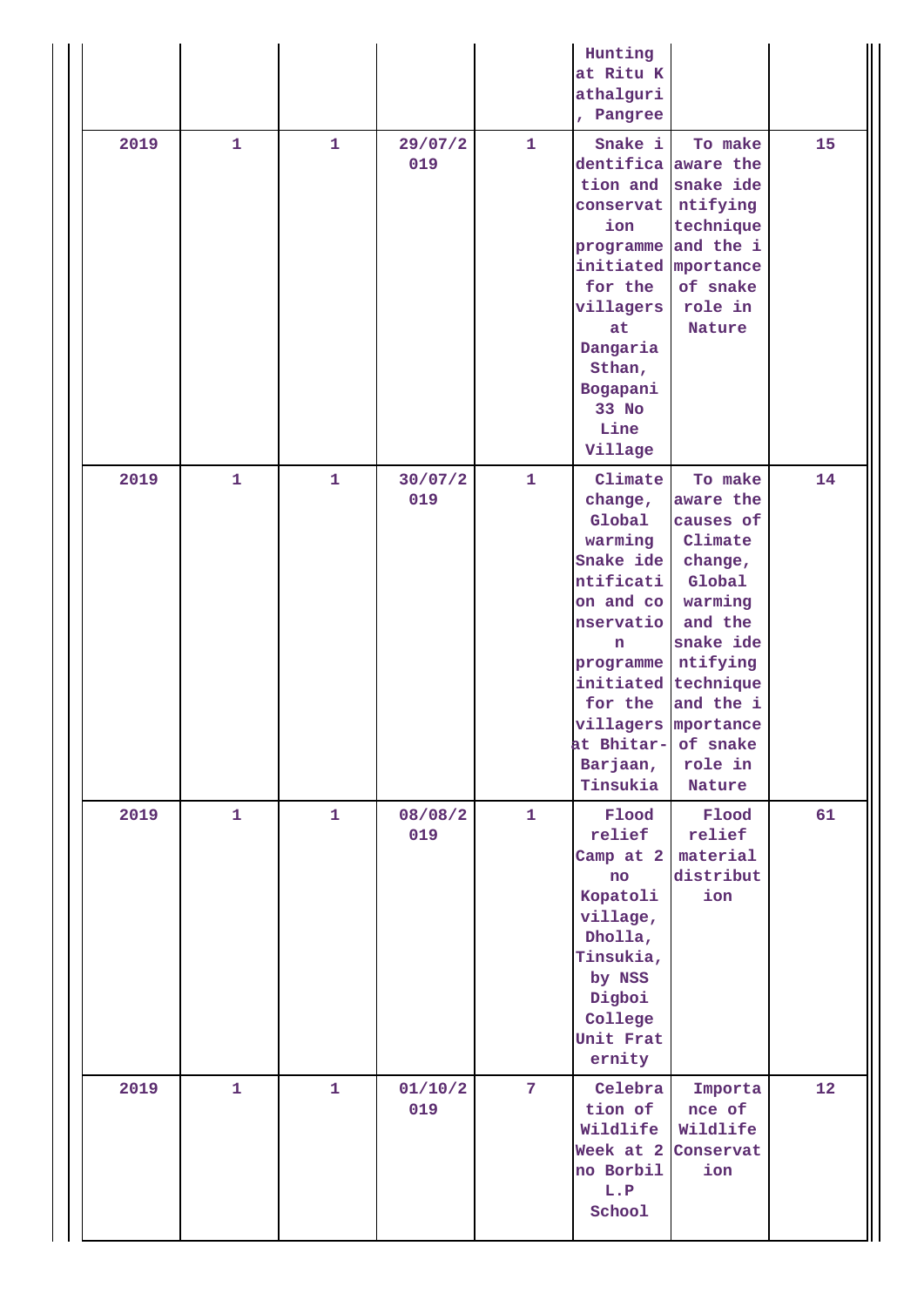| | | | | | | | |
|---|---|---|---|---|---|---|---|
| | | | | | Hunting at Ritu Kathalguri, Pangree | | |
| 2019 | 1 | 1 | 29/07/2019 | 1 | Snake identification and conservation programme initiated for the villagers at Dangaria Sthan, Bogapani 33 No Line Village | To make aware the snake identifying technique and the importance of snake role in Nature | 15 |
| 2019 | 1 | 1 | 30/07/2019 | 1 | Climate change, Global warming Snake identification and conservation programme initiated for the villagers at Bhitar-Barjaan, Tinsukia | To make aware the causes of Climate change, Global warming and the snake identifying technique and the importance of snake role in Nature | 14 |
| 2019 | 1 | 1 | 08/08/2019 | 1 | Flood relief Camp at 2 no Kopatoli village, Dholla, Tinsukia, by NSS Digboi College Unit Fraternity | Flood relief material distribution | 61 |
| 2019 | 1 | 1 | 01/10/2019 | 7 | Celebration of Wildlife Week at 2 no Borbil L.P School | Importance of Wildlife Conservation | 12 |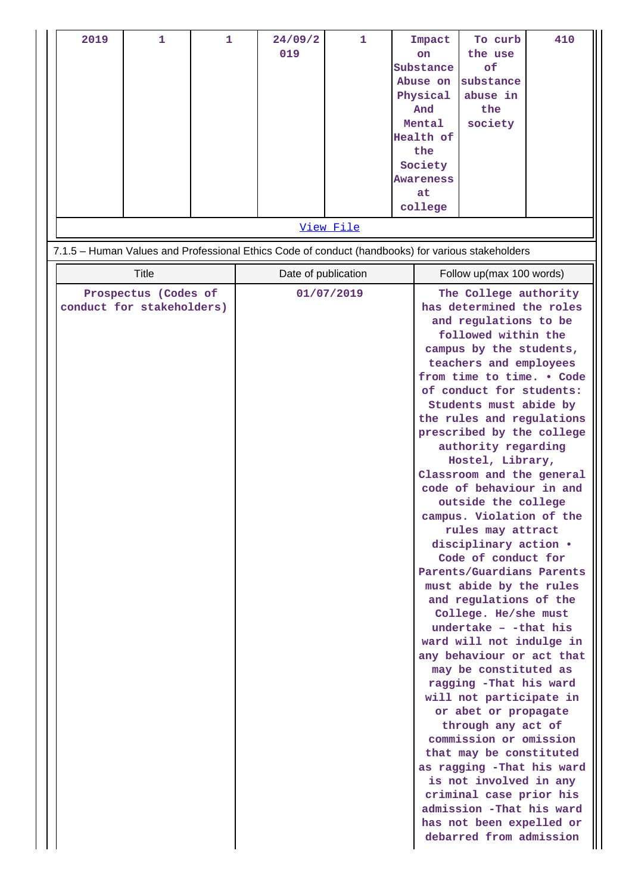| 2019 | 1 | 1 | 24/09/2019 | 1 | Impact on Substance Abuse on Physical And Mental Health of the Society Awareness at college | To curb the use of substance abuse in the society | 410 |
|---|---|---|---|---|---|---|---|

[View File]

7.1.5 – Human Values and Professional Ethics Code of conduct (handbooks) for various stakeholders

| Title | Date of publication | Follow up(max 100 words) |
|---|---|---|
| Prospectus (Codes of conduct for stakeholders) | 01/07/2019 | The College authority has determined the roles and regulations to be followed within the campus by the students, teachers and employees from time to time. • Code of conduct for students: Students must abide by the rules and regulations prescribed by the college authority regarding Hostel, Library, Classroom and the general code of behaviour in and outside the college campus. Violation of the rules may attract disciplinary action • Code of conduct for Parents/Guardians Parents must abide by the rules and regulations of the College. He/she must undertake – -that his ward will not indulge in any behaviour or act that may be constituted as ragging -That his ward will not participate in or abet or propagate through any act of commission or omission that may be constituted as ragging -That his ward is not involved in any criminal case prior his admission -That his ward has not been expelled or debarred from admission |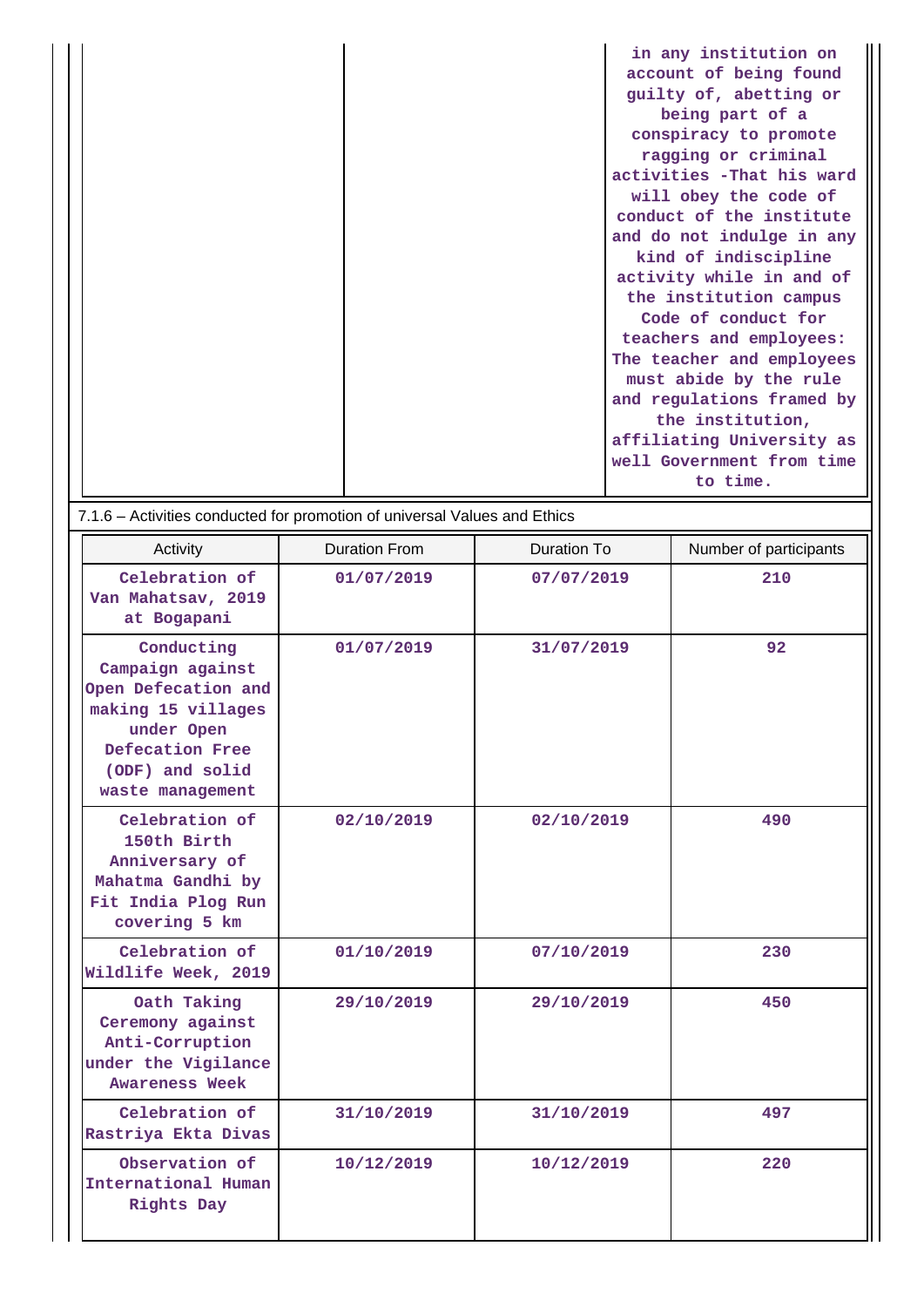| | | in any institution on account of being found guilty of, abetting or being part of a conspiracy to promote ragging or criminal activities -That his ward will obey the code of conduct of the institute and do not indulge in any kind of indiscipline activity while in and of the institution campus Code of conduct for teachers and employees: The teacher and employees must abide by the rule and regulations framed by the institution, affiliating University as well Government from time to time. |
|---|---|---|

7.1.6 – Activities conducted for promotion of universal Values and Ethics

| Activity | Duration From | Duration To | Number of participants |
|---|---|---|---|
| Celebration of Van Mahatsav, 2019 at Bogapani | 01/07/2019 | 07/07/2019 | 210 |
| Conducting Campaign against Open Defecation and making 15 villages under Open Defecation Free (ODF) and solid waste management | 01/07/2019 | 31/07/2019 | 92 |
| Celebration of 150th Birth Anniversary of Mahatma Gandhi by Fit India Plog Run covering 5 km | 02/10/2019 | 02/10/2019 | 490 |
| Celebration of Wildlife Week, 2019 | 01/10/2019 | 07/10/2019 | 230 |
| Oath Taking Ceremony against Anti-Corruption under the Vigilance Awareness Week | 29/10/2019 | 29/10/2019 | 450 |
| Celebration of Rastriya Ekta Divas | 31/10/2019 | 31/10/2019 | 497 |
| Observation of International Human Rights Day | 10/12/2019 | 10/12/2019 | 220 |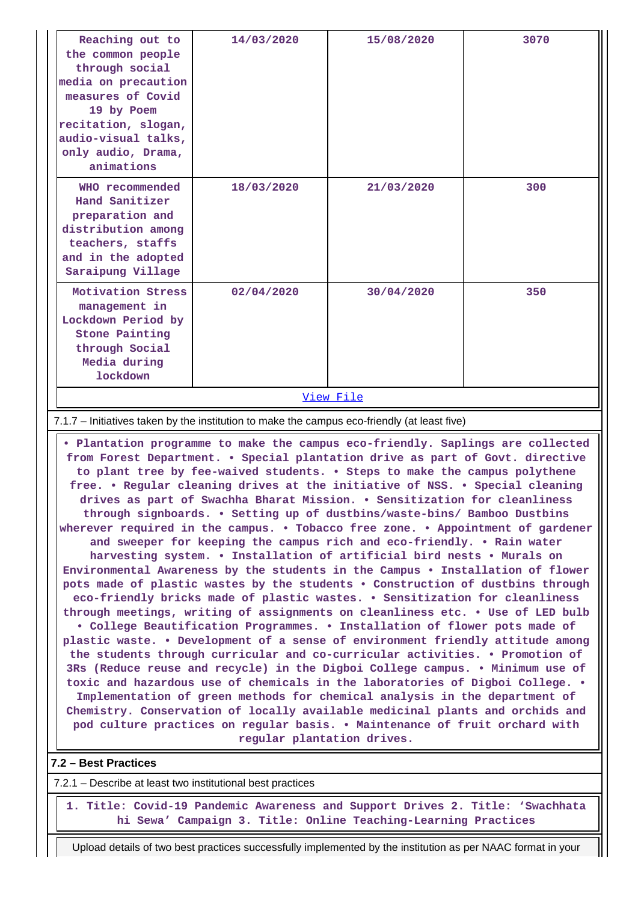| Reaching out to the common people through social media on precaution measures of Covid 19 by Poem recitation, slogan, audio-visual talks, only audio, Drama, animations | 14/03/2020 | 15/08/2020 | 3070 |
|---|---|---|---|
| WHO recommended Hand Sanitizer preparation and distribution among teachers, staffs and in the adopted Saraipung Village | 18/03/2020 | 21/03/2020 | 300 |
| Motivation Stress management in Lockdown Period by Stone Painting through Social Media during lockdown | 02/04/2020 | 30/04/2020 | 350 |

View File

7.1.7 – Initiatives taken by the institution to make the campus eco-friendly (at least five)

• Plantation programme to make the campus eco-friendly. Saplings are collected from Forest Department. • Special plantation drive as part of Govt. directive to plant tree by fee-waived students. • Steps to make the campus polythene free. • Regular cleaning drives at the initiative of NSS. • Special cleaning drives as part of Swachha Bharat Mission. • Sensitization for cleanliness through signboards. • Setting up of dustbins/waste-bins/ Bamboo Dustbins wherever required in the campus. • Tobacco free zone. • Appointment of gardener and sweeper for keeping the campus rich and eco-friendly. • Rain water harvesting system. • Installation of artificial bird nests • Murals on Environmental Awareness by the students in the Campus • Installation of flower pots made of plastic wastes by the students • Construction of dustbins through eco-friendly bricks made of plastic wastes. • Sensitization for cleanliness through meetings, writing of assignments on cleanliness etc. • Use of LED bulb • College Beautification Programmes. • Installation of flower pots made of plastic waste. • Development of a sense of environment friendly attitude among the students through curricular and co-curricular activities. • Promotion of 3Rs (Reduce reuse and recycle) in the Digboi College campus. • Minimum use of toxic and hazardous use of chemicals in the laboratories of Digboi College. • Implementation of green methods for chemical analysis in the department of Chemistry. Conservation of locally available medicinal plants and orchids and pod culture practices on regular basis. • Maintenance of fruit orchard with regular plantation drives.

**7.2 – Best Practices**

7.2.1 – Describe at least two institutional best practices

1. Title: Covid-19 Pandemic Awareness and Support Drives 2. Title: ‘Swachhata hi Sewa’ Campaign 3. Title: Online Teaching-Learning Practices

Upload details of two best practices successfully implemented by the institution as per NAAC format in your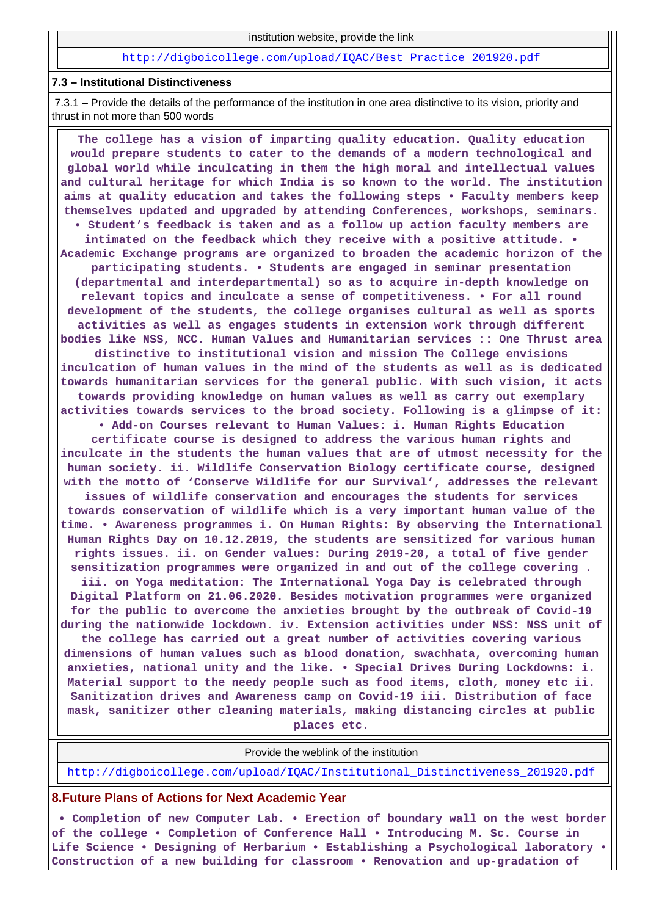institution website, provide the link

http://digboicollege.com/upload/IQAC/Best_Practice_201920.pdf

**7.3 – Institutional Distinctiveness**

7.3.1 – Provide the details of the performance of the institution in one area distinctive to its vision, priority and thrust in not more than 500 words

**The college has a vision of imparting quality education. Quality education would prepare students to cater to the demands of a modern technological and global world while inculcating in them the high moral and intellectual values and cultural heritage for which India is so known to the world. The institution aims at quality education and takes the following steps • Faculty members keep themselves updated and upgraded by attending Conferences, workshops, seminars. • Student's feedback is taken and as a follow up action faculty members are intimated on the feedback which they receive with a positive attitude. • Academic Exchange programs are organized to broaden the academic horizon of the participating students. • Students are engaged in seminar presentation (departmental and interdepartmental) so as to acquire in-depth knowledge on relevant topics and inculcate a sense of competitiveness. • For all round development of the students, the college organises cultural as well as sports activities as well as engages students in extension work through different bodies like NSS, NCC. Human Values and Humanitarian services :: One Thrust area distinctive to institutional vision and mission The College envisions inculcation of human values in the mind of the students as well as is dedicated towards humanitarian services for the general public. With such vision, it acts towards providing knowledge on human values as well as carry out exemplary activities towards services to the broad society. Following is a glimpse of it: • Add-on Courses relevant to Human Values: i. Human Rights Education certificate course is designed to address the various human rights and inculcate in the students the human values that are of utmost necessity for the human society. ii. Wildlife Conservation Biology certificate course, designed with the motto of 'Conserve Wildlife for our Survival', addresses the relevant issues of wildlife conservation and encourages the students for services towards conservation of wildlife which is a very important human value of the time. • Awareness programmes i. On Human Rights: By observing the International Human Rights Day on 10.12.2019, the students are sensitized for various human rights issues. ii. on Gender values: During 2019-20, a total of five gender sensitization programmes were organized in and out of the college covering . iii. on Yoga meditation: The International Yoga Day is celebrated through Digital Platform on 21.06.2020. Besides motivation programmes were organized for the public to overcome the anxieties brought by the outbreak of Covid-19 during the nationwide lockdown. iv. Extension activities under NSS: NSS unit of the college has carried out a great number of activities covering various dimensions of human values such as blood donation, swachhata, overcoming human anxieties, national unity and the like. • Special Drives During Lockdowns: i. Material support to the needy people such as food items, cloth, money etc ii. Sanitization drives and Awareness camp on Covid-19 iii. Distribution of face mask, sanitizer other cleaning materials, making distancing circles at public places etc.**

Provide the weblink of the institution

http://digboicollege.com/upload/IQAC/Institutional_Distinctiveness_201920.pdf

**8.Future Plans of Actions for Next Academic Year**

**• Completion of new Computer Lab. • Erection of boundary wall on the west border of the college • Completion of Conference Hall • Introducing M. Sc. Course in Life Science • Designing of Herbarium • Establishing a Psychological laboratory • Construction of a new building for classroom • Renovation and up-gradation of**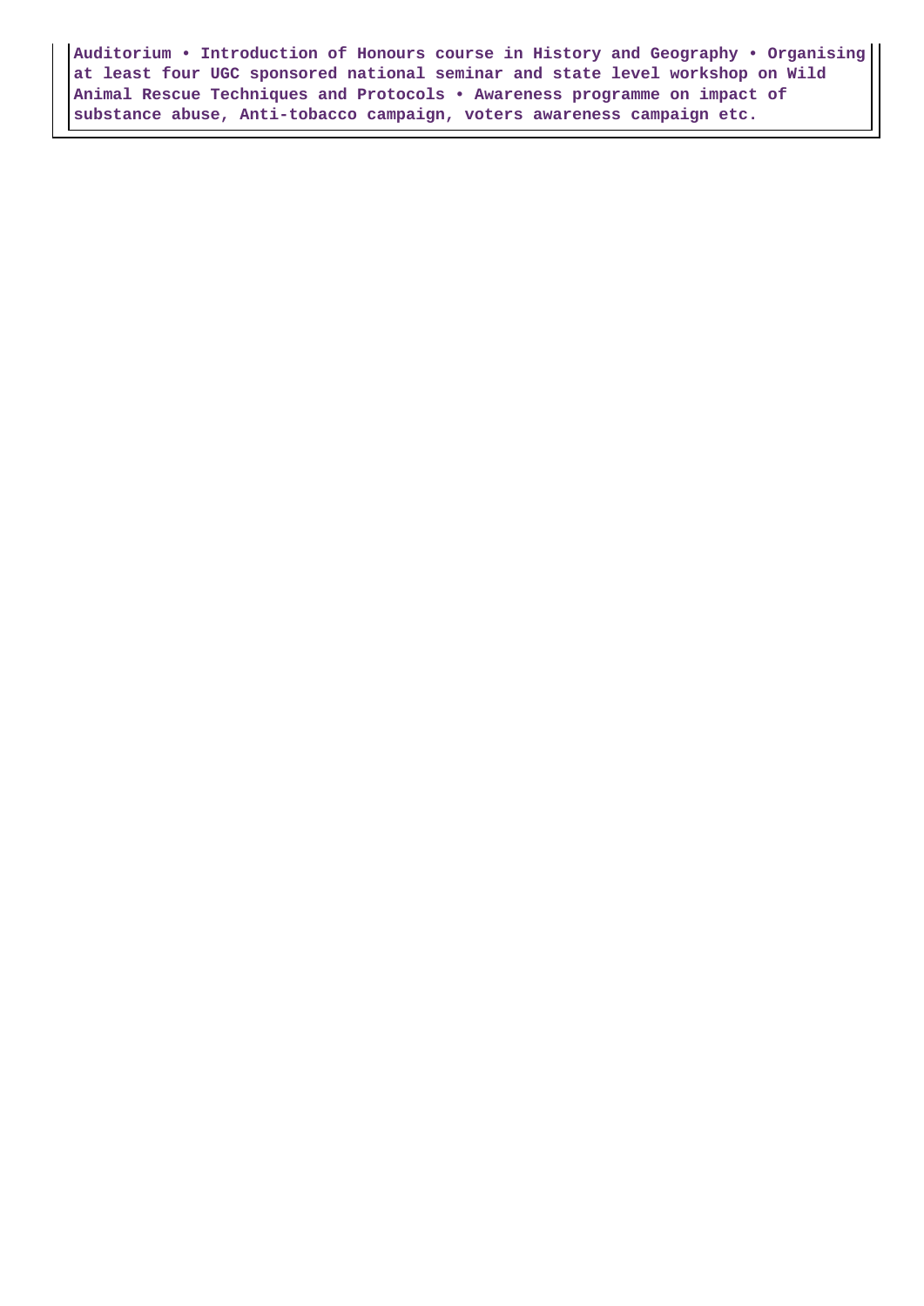**Auditorium • Introduction of Honours course in History and Geography • Organising at least four UGC sponsored national seminar and state level workshop on Wild Animal Rescue Techniques and Protocols • Awareness programme on impact of substance abuse, Anti-tobacco campaign, voters awareness campaign etc.**